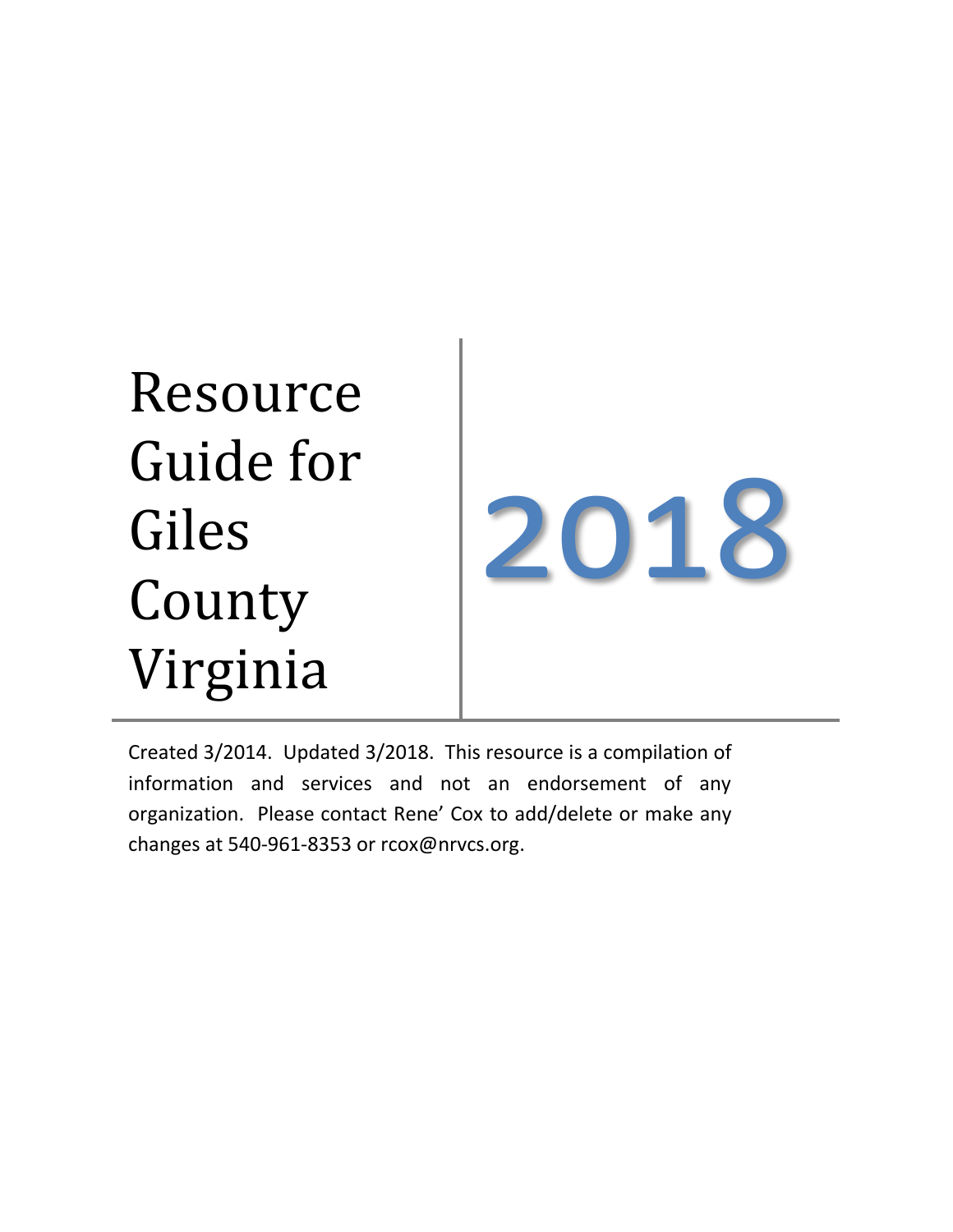# Resource Guide for Giles County Virginia

# 2018

Created 3/2014. Updated 3/2018. This resource is a compilation of information and services and not an endorsement of any organization. Please contact Rene' Cox to add/delete or make any changes at 540-961-8353 or rcox@nrvcs.org.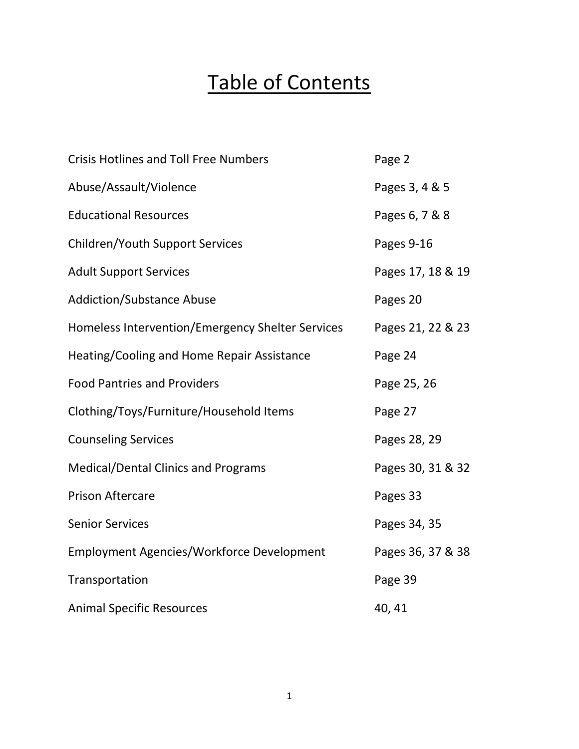# Table of Contents

| | |
|---|---|
| Crisis Hotlines and Toll Free Numbers | Page 2 |
| Abuse/Assault/Violence | Pages 3, 4 & 5 |
| Educational Resources | Pages 6, 7 & 8 |
| Children/Youth Support Services | Pages 9-16 |
| Adult Support Services | Pages 17, 18 & 19 |
| Addiction/Substance Abuse | Pages 20 |
| Homeless Intervention/Emergency Shelter Services | Pages 21, 22 & 23 |
| Heating/Cooling and Home Repair Assistance | Page 24 |
| Food Pantries and Providers | Page 25, 26 |
| Clothing/Toys/Furniture/Household Items | Page 27 |
| Counseling Services | Pages 28, 29 |
| Medical/Dental Clinics and Programs | Pages 30, 31 & 32 |
| Prison Aftercare | Pages 33 |
| Senior Services | Pages 34, 35 |
| Employment Agencies/Workforce Development | Pages 36, 37 & 38 |
| Transportation | Page 39 |
| Animal Specific Resources | 40, 41 |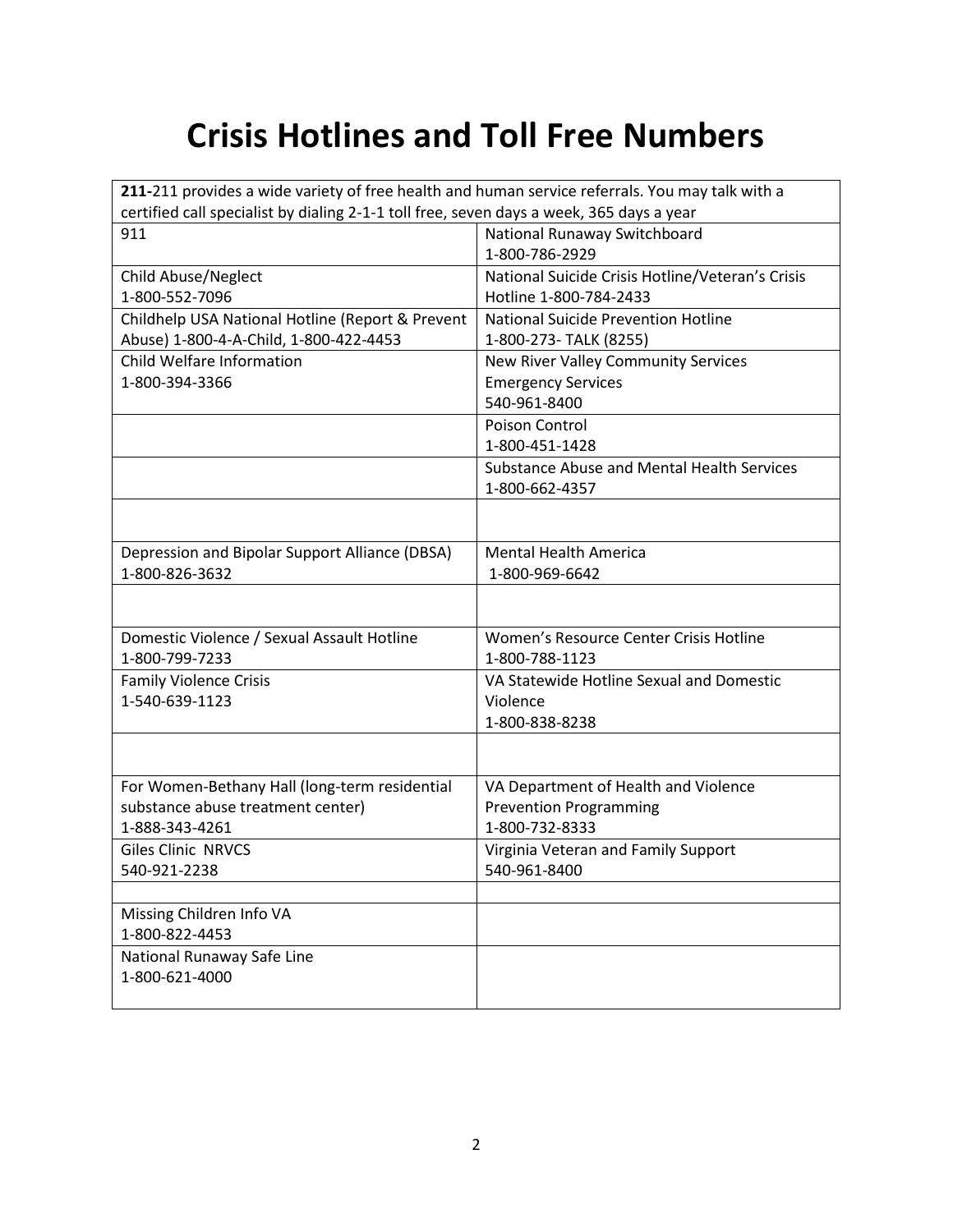# Crisis Hotlines and Toll Free Numbers

| **211-**211 provides a wide variety of free health and human service referrals. You may talk with a certified call specialist by dialing 2-1-1 toll free, seven days a week, 365 days a year | |
|---|---|
| 911 | National Runaway Switchboard<br>1-800-786-2929 |
| Child Abuse/Neglect<br>1-800-552-7096 | National Suicide Crisis Hotline/Veteran's Crisis Hotline 1-800-784-2433 |
| Childhelp USA National Hotline (Report & Prevent Abuse) 1-800-4-A-Child, 1-800-422-4453 | National Suicide Prevention Hotline<br>1-800-273- TALK (8255) |
| Child Welfare Information<br>1-800-394-3366 | New River Valley Community Services<br>Emergency Services<br>540-961-8400 |
| | Poison Control<br>1-800-451-1428 |
| | Substance Abuse and Mental Health Services<br>1-800-662-4357 |
| | |
| Depression and Bipolar Support Alliance (DBSA)<br>1-800-826-3632 | Mental Health America<br>1-800-969-6642 |
| | |
| Domestic Violence / Sexual Assault Hotline<br>1-800-799-7233 | Women's Resource Center Crisis Hotline<br>1-800-788-1123 |
| Family Violence Crisis<br>1-540-639-1123 | VA Statewide Hotline Sexual and Domestic Violence<br>1-800-838-8238 |
| | |
| For Women-Bethany Hall (long-term residential substance abuse treatment center)<br>1-888-343-4261 | VA Department of Health and Violence Prevention Programming<br>1-800-732-8333 |
| Giles Clinic NRVCS<br>540-921-2238 | Virginia Veteran and Family Support<br>540-961-8400 |
| | |
| Missing Children Info VA<br>1-800-822-4453 | |
| National Runaway Safe Line<br>1-800-621-4000 | |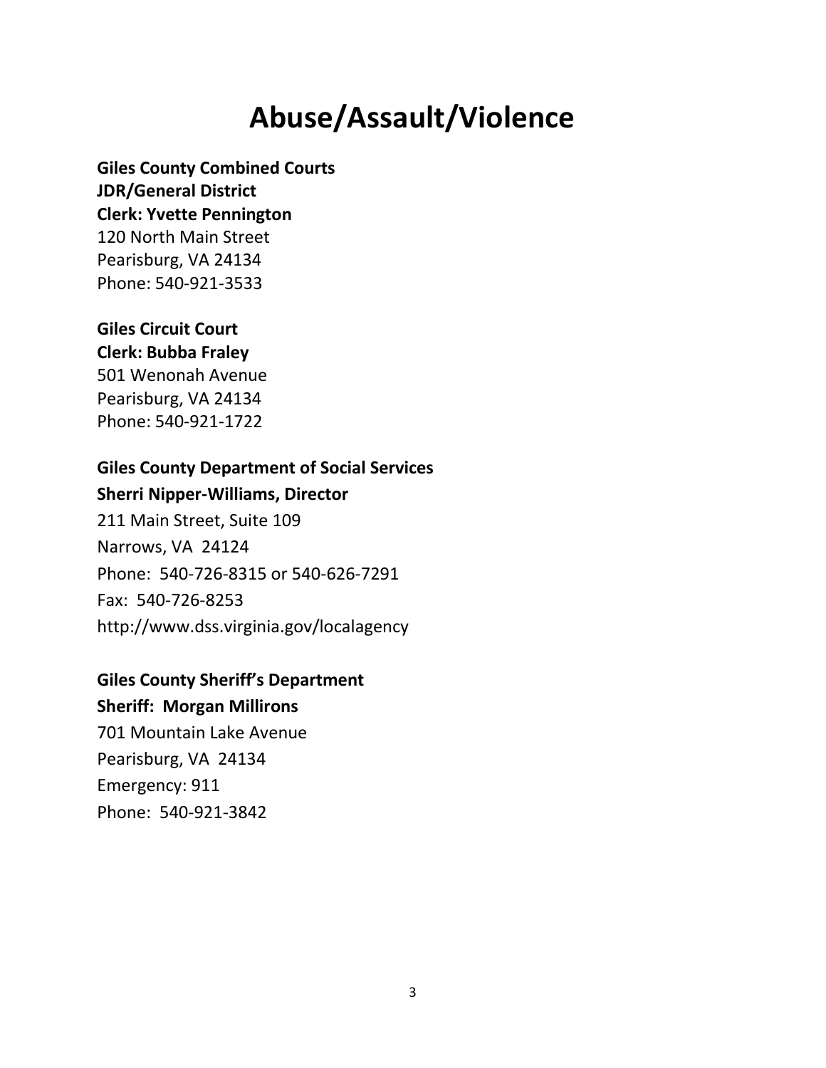# Abuse/Assault/Violence

**Giles County Combined Courts**
**JDR/General District**
**Clerk: Yvette Pennington**
120 North Main Street
Pearisburg, VA 24134
Phone: 540-921-3533

**Giles Circuit Court**
**Clerk: Bubba Fraley**
501 Wenonah Avenue
Pearisburg, VA 24134
Phone: 540-921-1722

**Giles County Department of Social Services**
**Sherri Nipper-Williams, Director**
211 Main Street, Suite 109
Narrows, VA 24124
Phone: 540-726-8315 or 540-626-7291
Fax: 540-726-8253
http://www.dss.virginia.gov/localagency

**Giles County Sheriff's Department**
**Sheriff: Morgan Millirons**
701 Mountain Lake Avenue
Pearisburg, VA 24134
Emergency: 911
Phone: 540-921-3842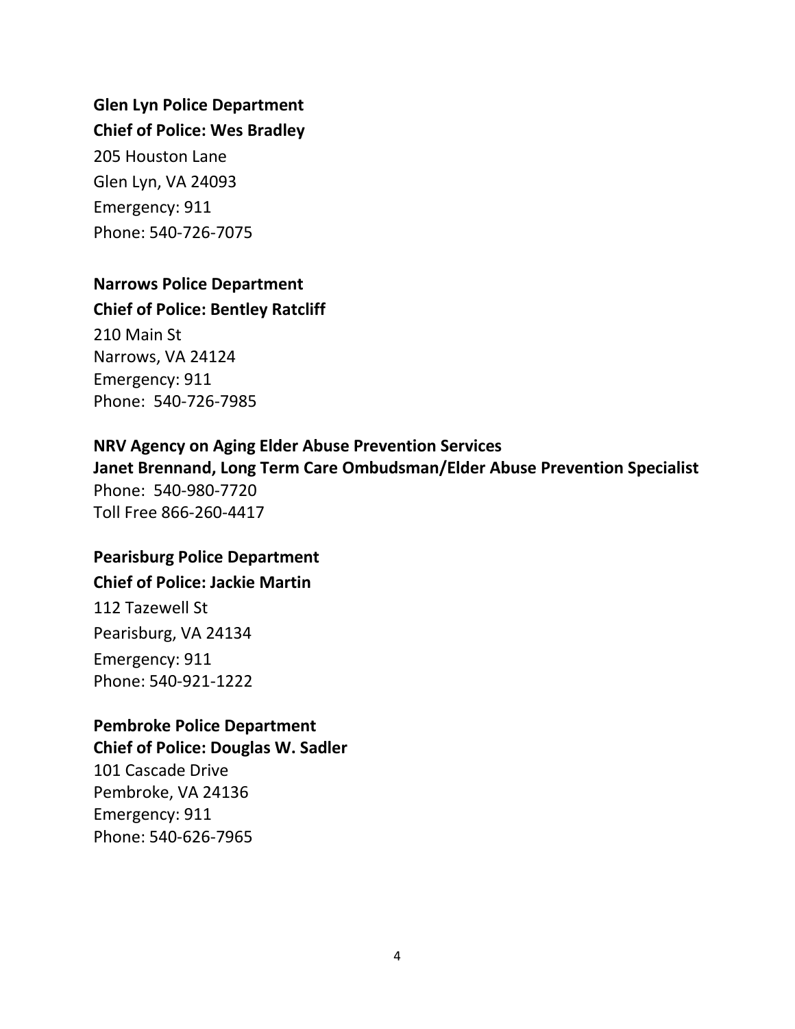**Glen Lyn Police Department**
**Chief of Police: Wes Bradley**
205 Houston Lane
Glen Lyn, VA 24093
Emergency: 911
Phone: 540-726-7075

**Narrows Police Department**
**Chief of Police: Bentley Ratcliff**
210 Main St
Narrows, VA 24124
Emergency: 911
Phone: 540-726-7985

**NRV Agency on Aging Elder Abuse Prevention Services**
**Janet Brennand, Long Term Care Ombudsman/Elder Abuse Prevention Specialist**
Phone: 540-980-7720
Toll Free 866-260-4417

**Pearisburg Police Department**
**Chief of Police: Jackie Martin**
112 Tazewell St
Pearisburg, VA 24134
Emergency: 911
Phone: 540-921-1222

**Pembroke Police Department**
**Chief of Police: Douglas W. Sadler**
101 Cascade Drive
Pembroke, VA 24136
Emergency: 911
Phone: 540-626-7965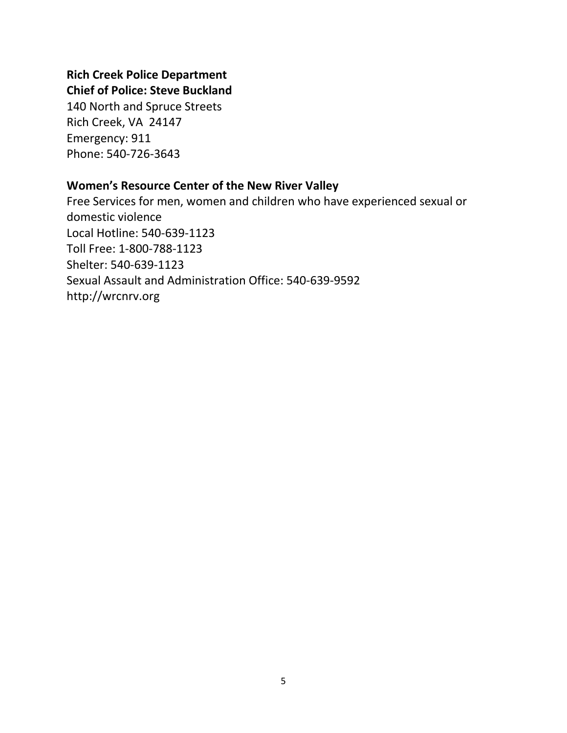**Rich Creek Police Department**
**Chief of Police: Steve Buckland**
140 North and Spruce Streets
Rich Creek, VA 24147
Emergency: 911
Phone: 540-726-3643

**Women's Resource Center of the New River Valley**
Free Services for men, women and children who have experienced sexual or domestic violence
Local Hotline: 540-639-1123
Toll Free: 1-800-788-1123
Shelter: 540-639-1123
Sexual Assault and Administration Office: 540-639-9592
http://wrcnrv.org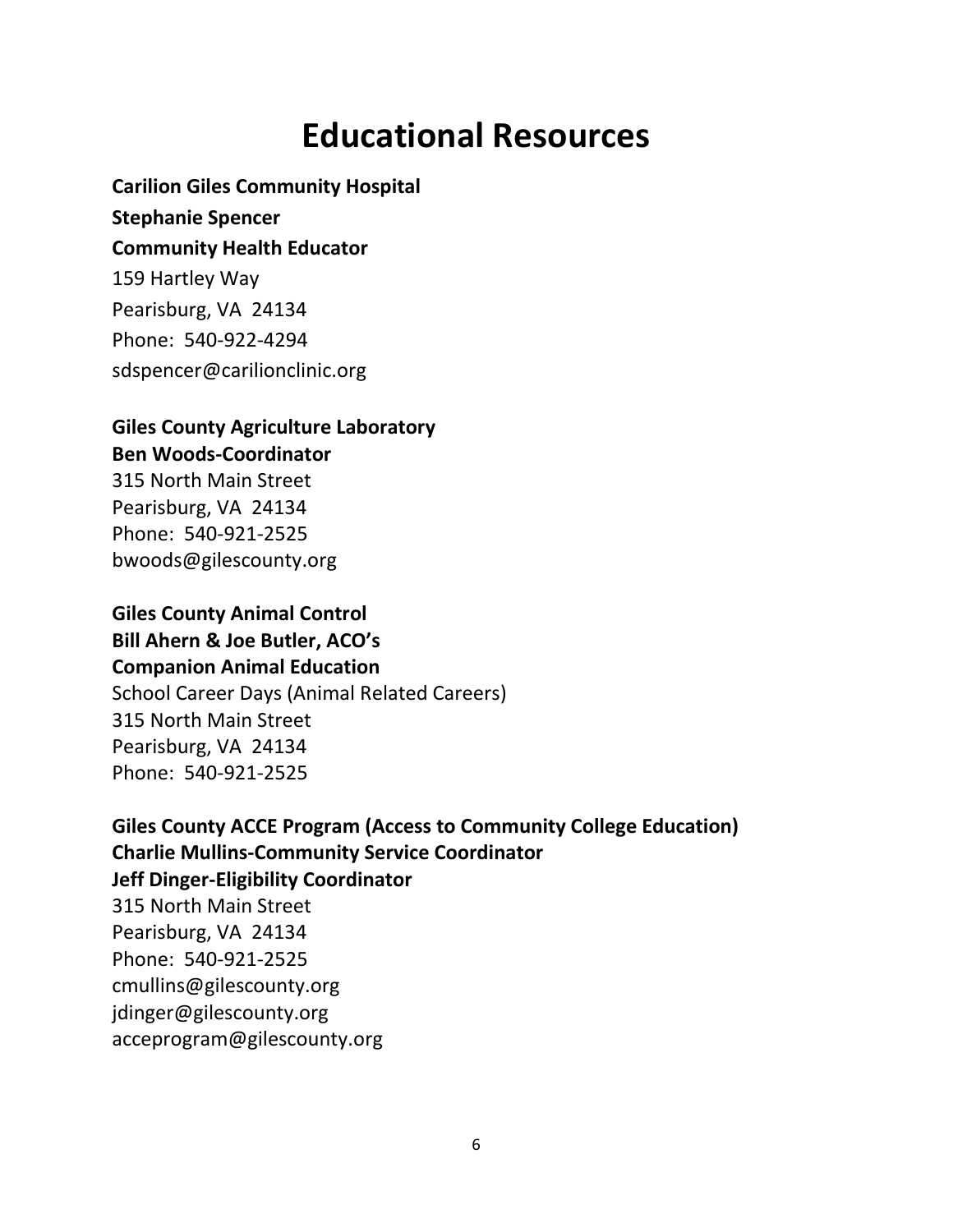# Educational Resources

**Carilion Giles Community Hospital**
**Stephanie Spencer**
**Community Health Educator**
159 Hartley Way
Pearisburg, VA 24134
Phone: 540-922-4294
sdspencer@carilionclinic.org

**Giles County Agriculture Laboratory**
**Ben Woods-Coordinator**
315 North Main Street
Pearisburg, VA 24134
Phone: 540-921-2525
bwoods@gilescounty.org

**Giles County Animal Control**
**Bill Ahern & Joe Butler, ACO's**
**Companion Animal Education**
School Career Days (Animal Related Careers)
315 North Main Street
Pearisburg, VA 24134
Phone: 540-921-2525

**Giles County ACCE Program (Access to Community College Education)**
**Charlie Mullins-Community Service Coordinator**
**Jeff Dinger-Eligibility Coordinator**
315 North Main Street
Pearisburg, VA 24134
Phone: 540-921-2525
cmullins@gilescounty.org
jdinger@gilescounty.org
acceprogram@gilescounty.org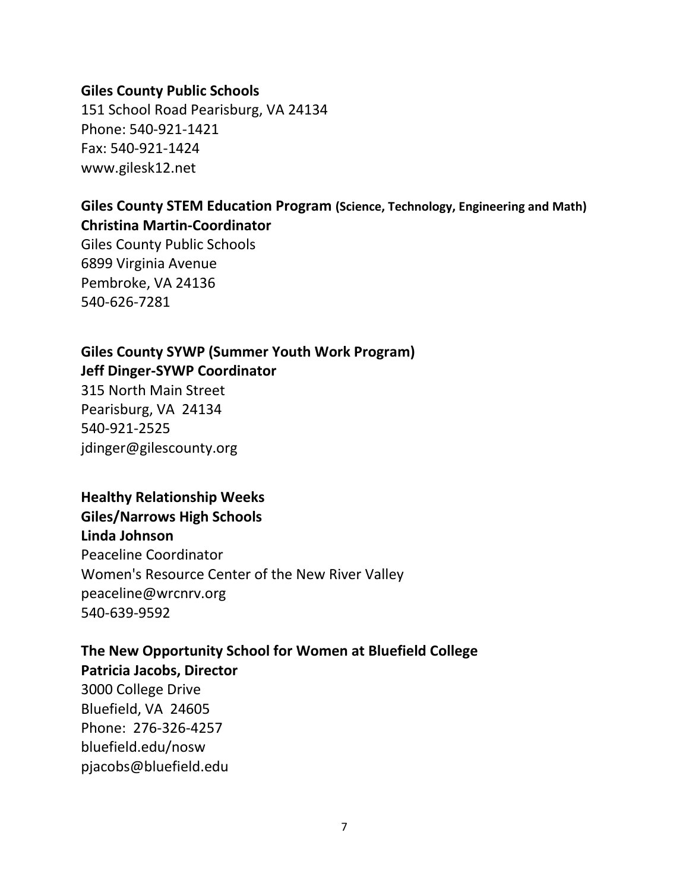**Giles County Public Schools**
151 School Road Pearisburg, VA 24134
Phone: 540-921-1421
Fax: 540-921-1424
www.gilesk12.net

**Giles County STEM Education Program (Science, Technology, Engineering and Math)**
**Christina Martin-Coordinator**
Giles County Public Schools
6899 Virginia Avenue
Pembroke, VA 24136
540-626-7281

**Giles County SYWP (Summer Youth Work Program)**
**Jeff Dinger-SYWP Coordinator**
315 North Main Street
Pearisburg, VA 24134
540-921-2525
jdinger@gilescounty.org

**Healthy Relationship Weeks**
**Giles/Narrows High Schools**
**Linda Johnson**
Peaceline Coordinator
Women's Resource Center of the New River Valley
peaceline@wrcnrv.org
540-639-9592

**The New Opportunity School for Women at Bluefield College**
**Patricia Jacobs, Director**
3000 College Drive
Bluefield, VA 24605
Phone: 276-326-4257
bluefield.edu/nosw
pjacobs@bluefield.edu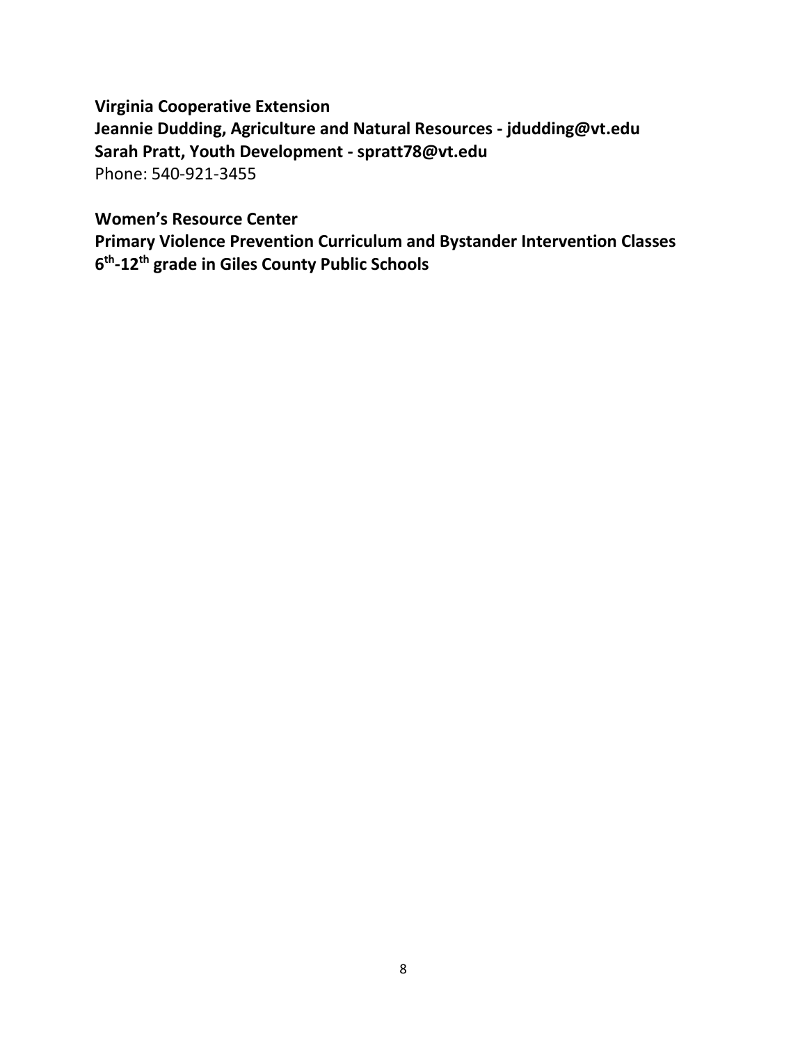**Virginia Cooperative Extension**
**Jeannie Dudding, Agriculture and Natural Resources - jdudding@vt.edu**
**Sarah Pratt, Youth Development - spratt78@vt.edu**
Phone: 540-921-3455

**Women's Resource Center**
**Primary Violence Prevention Curriculum and Bystander Intervention Classes**
**6th-12th grade in Giles County Public Schools**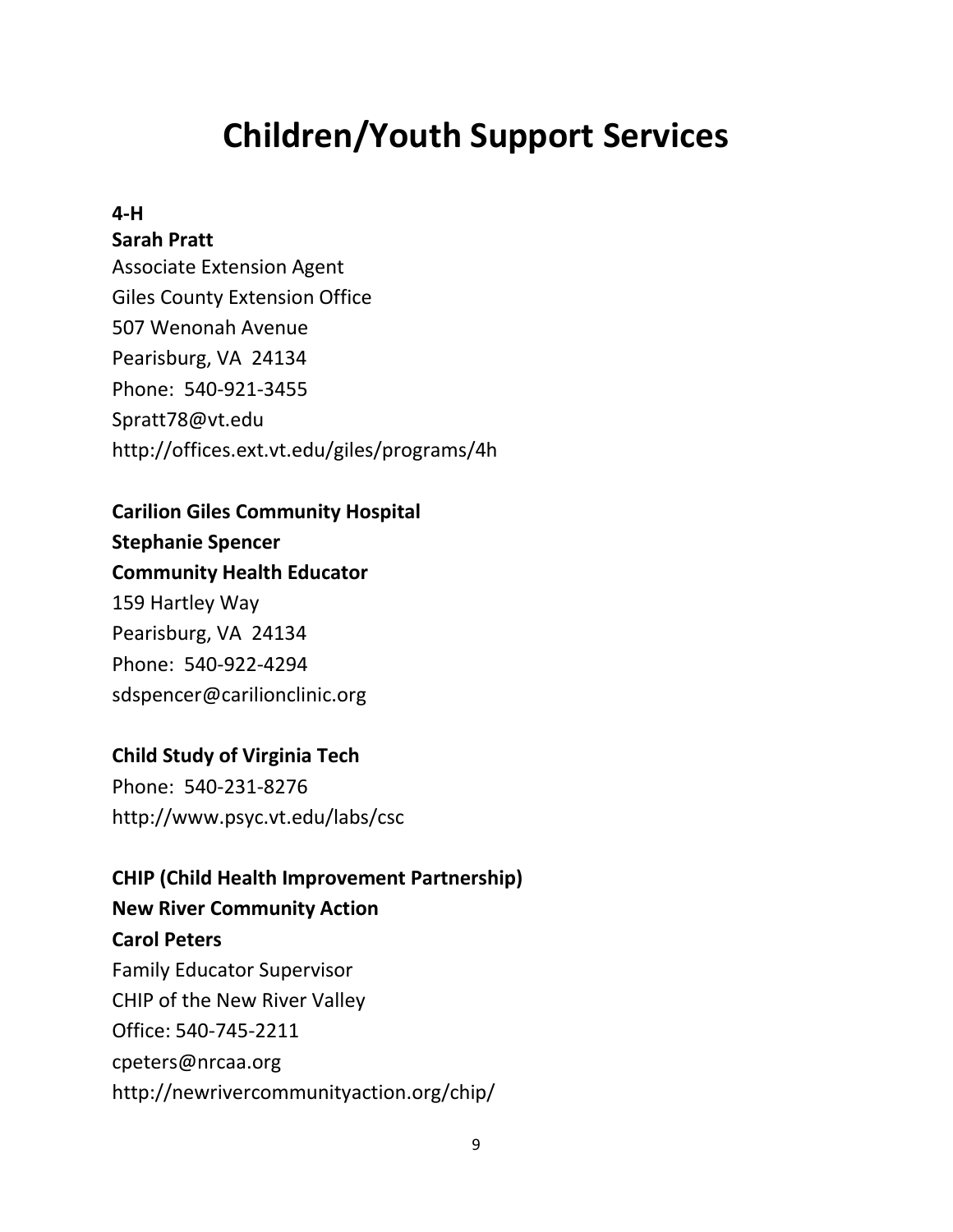# Children/Youth Support Services

**4-H**
**Sarah Pratt**
Associate Extension Agent
Giles County Extension Office
507 Wenonah Avenue
Pearisburg, VA 24134
Phone: 540-921-3455
Spratt78@vt.edu
http://offices.ext.vt.edu/giles/programs/4h

**Carilion Giles Community Hospital**
**Stephanie Spencer**
**Community Health Educator**
159 Hartley Way
Pearisburg, VA 24134
Phone: 540-922-4294
sdspencer@carilionclinic.org

**Child Study of Virginia Tech**
Phone: 540-231-8276
http://www.psyc.vt.edu/labs/csc

**CHIP (Child Health Improvement Partnership)**
**New River Community Action**
**Carol Peters**
Family Educator Supervisor
CHIP of the New River Valley
Office: 540-745-2211
cpeters@nrcaa.org
http://newrivercommunityaction.org/chip/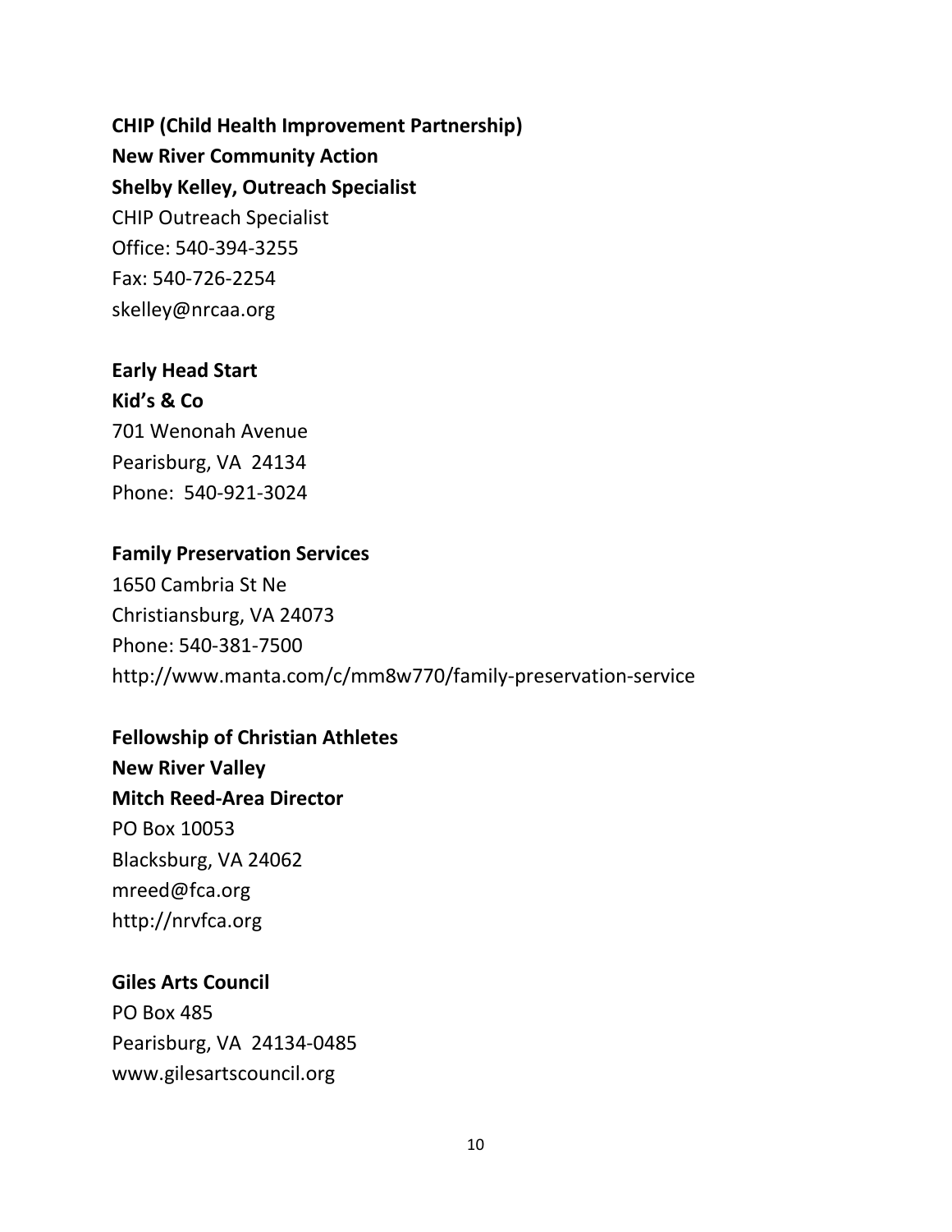**CHIP (Child Health Improvement Partnership)**
**New River Community Action**
**Shelby Kelley, Outreach Specialist**
CHIP Outreach Specialist
Office: 540-394-3255
Fax: 540-726-2254
skelley@nrcaa.org

**Early Head Start**
**Kid's & Co**
701 Wenonah Avenue
Pearisburg, VA 24134
Phone: 540-921-3024

**Family Preservation Services**
1650 Cambria St Ne
Christiansburg, VA 24073
Phone: 540-381-7500
http://www.manta.com/c/mm8w770/family-preservation-service

**Fellowship of Christian Athletes**
**New River Valley**
**Mitch Reed-Area Director**
PO Box 10053
Blacksburg, VA 24062
mreed@fca.org
http://nrvfca.org

**Giles Arts Council**
PO Box 485
Pearisburg, VA 24134-0485
www.gilesartscouncil.org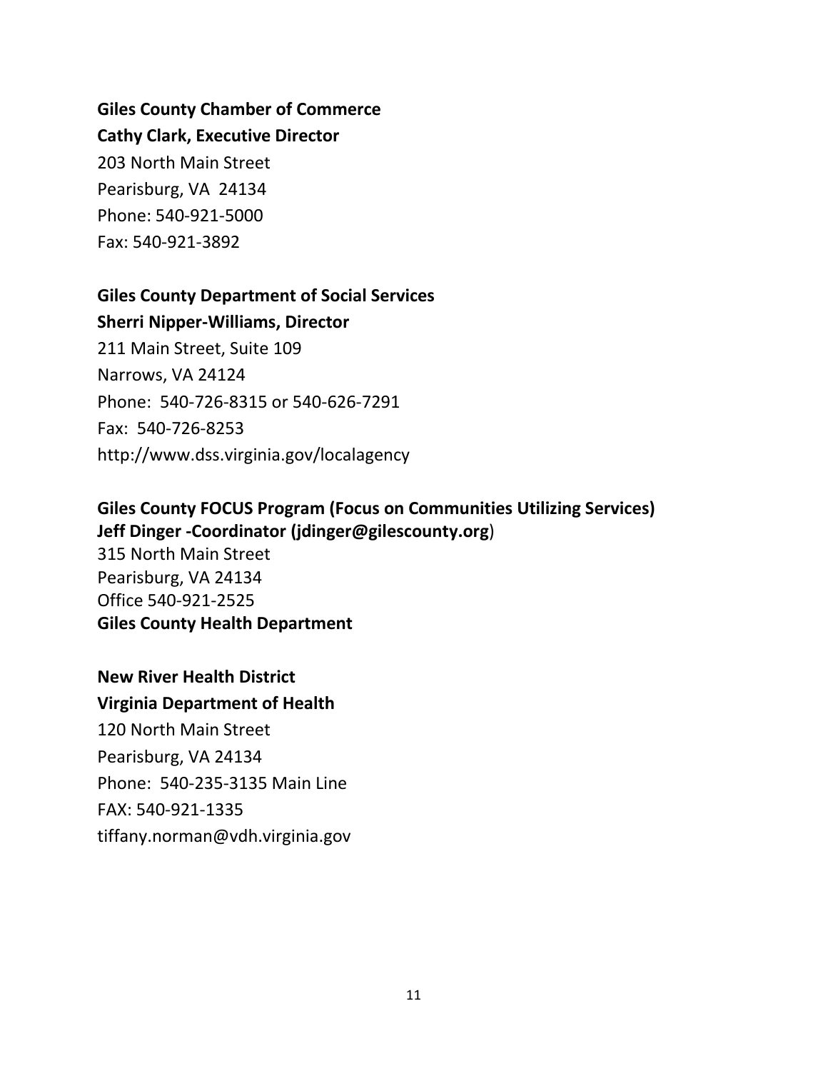**Giles County Chamber of Commerce**
**Cathy Clark, Executive Director**
203 North Main Street
Pearisburg, VA 24134
Phone: 540-921-5000
Fax: 540-921-3892

**Giles County Department of Social Services**
**Sherri Nipper-Williams, Director**
211 Main Street, Suite 109
Narrows, VA 24124
Phone: 540-726-8315 or 540-626-7291
Fax: 540-726-8253
http://www.dss.virginia.gov/localagency

**Giles County FOCUS Program (Focus on Communities Utilizing Services)**
**Jeff Dinger -Coordinator (jdinger@gilescounty.org**)
315 North Main Street
Pearisburg, VA 24134
Office 540-921-2525
**Giles County Health Department**

**New River Health District**
**Virginia Department of Health**
120 North Main Street
Pearisburg, VA 24134
Phone: 540-235-3135 Main Line
FAX: 540-921-1335
tiffany.norman@vdh.virginia.gov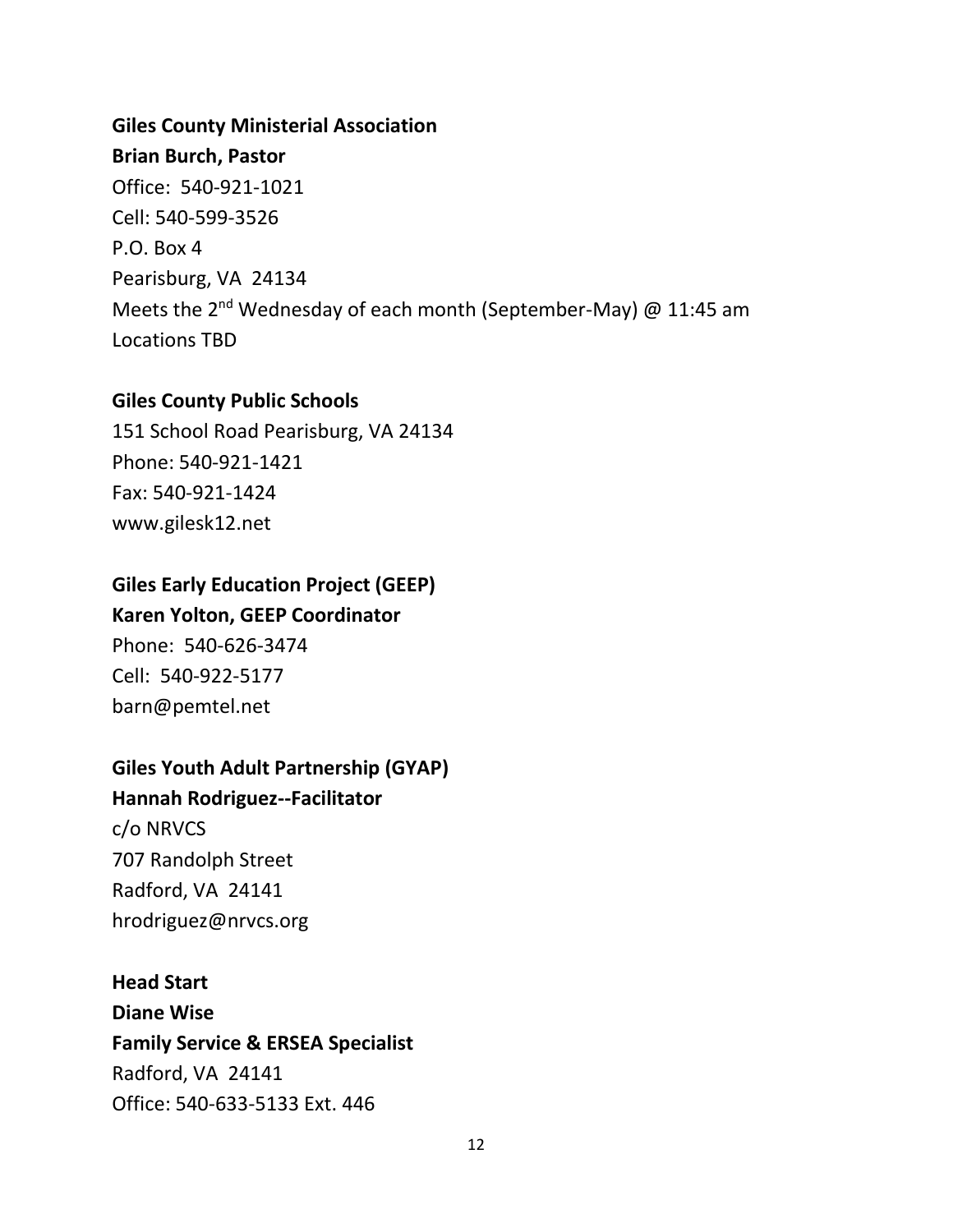**Giles County Ministerial Association**
**Brian Burch, Pastor**
Office: 540-921-1021
Cell: 540-599-3526
P.O. Box 4
Pearisburg, VA 24134
Meets the 2nd Wednesday of each month (September-May) @ 11:45 am
Locations TBD

**Giles County Public Schools**
151 School Road Pearisburg, VA 24134
Phone: 540-921-1421
Fax: 540-921-1424
www.gilesk12.net

**Giles Early Education Project (GEEP)**
**Karen Yolton, GEEP Coordinator**
Phone: 540-626-3474
Cell: 540-922-5177
barn@pemtel.net

**Giles Youth Adult Partnership (GYAP)**
**Hannah Rodriguez--Facilitator**
c/o NRVCS
707 Randolph Street
Radford, VA 24141
hrodriguez@nrvcs.org

**Head Start**
**Diane Wise**
**Family Service & ERSEA Specialist**
Radford, VA 24141
Office: 540-633-5133 Ext. 446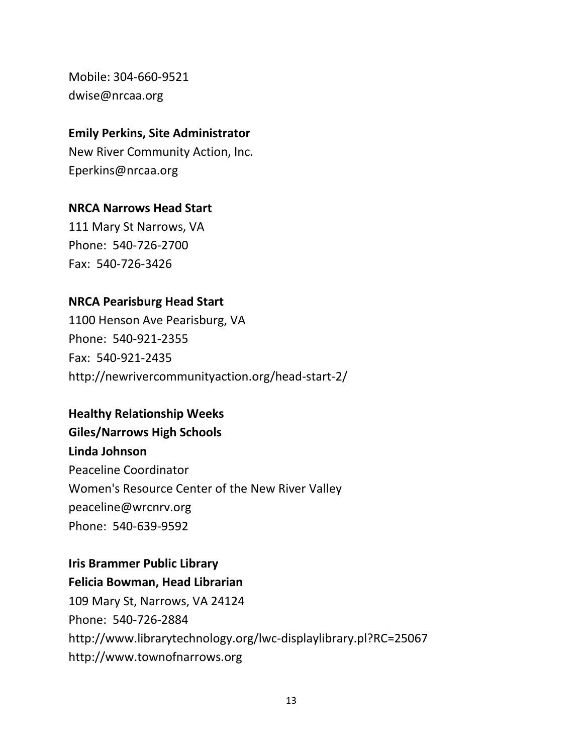Mobile: 304-660-9521
dwise@nrcaa.org

**Emily Perkins, Site Administrator**
New River Community Action, Inc.
Eperkins@nrcaa.org

**NRCA Narrows Head Start**
111 Mary St Narrows, VA
Phone: 540-726-2700
Fax: 540-726-3426

**NRCA Pearisburg Head Start**
1100 Henson Ave Pearisburg, VA
Phone: 540-921-2355
Fax: 540-921-2435
http://newrivercommunityaction.org/head-start-2/

**Healthy Relationship Weeks**
**Giles/Narrows High Schools**
**Linda Johnson**
Peaceline Coordinator
Women's Resource Center of the New River Valley
peaceline@wrcnrv.org
Phone: 540-639-9592

**Iris Brammer Public Library**
**Felicia Bowman, Head Librarian**
109 Mary St, Narrows, VA 24124
Phone: 540-726-2884
http://www.librarytechnology.org/lwc-displaylibrary.pl?RC=25067
http://www.townofnarrows.org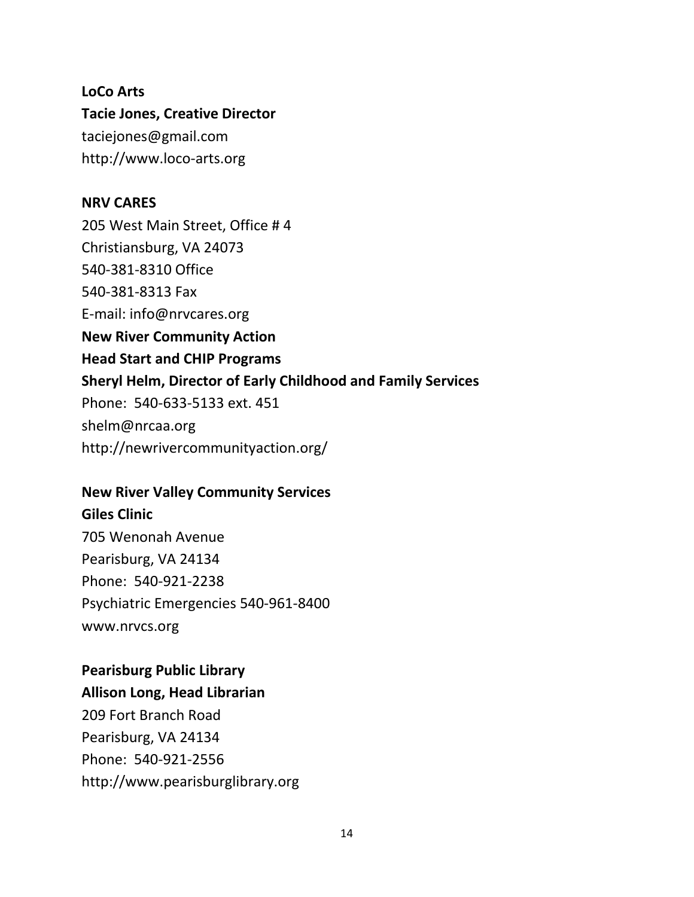**LoCo Arts**
**Tacie Jones, Creative Director**
taciejones@gmail.com
http://www.loco-arts.org

**NRV CARES**
205 West Main Street, Office # 4
Christiansburg, VA 24073
540-381-8310 Office
540-381-8313 Fax
E-mail: info@nrvcares.org
**New River Community Action**
**Head Start and CHIP Programs**
**Sheryl Helm, Director of Early Childhood and Family Services**
Phone: 540-633-5133 ext. 451
shelm@nrcaa.org
http://newrivercommunityaction.org/

**New River Valley Community Services**
**Giles Clinic**
705 Wenonah Avenue
Pearisburg, VA 24134
Phone: 540-921-2238
Psychiatric Emergencies 540-961-8400
www.nrvcs.org

**Pearisburg Public Library**
**Allison Long, Head Librarian**
209 Fort Branch Road
Pearisburg, VA 24134
Phone: 540-921-2556
http://www.pearisburglibrary.org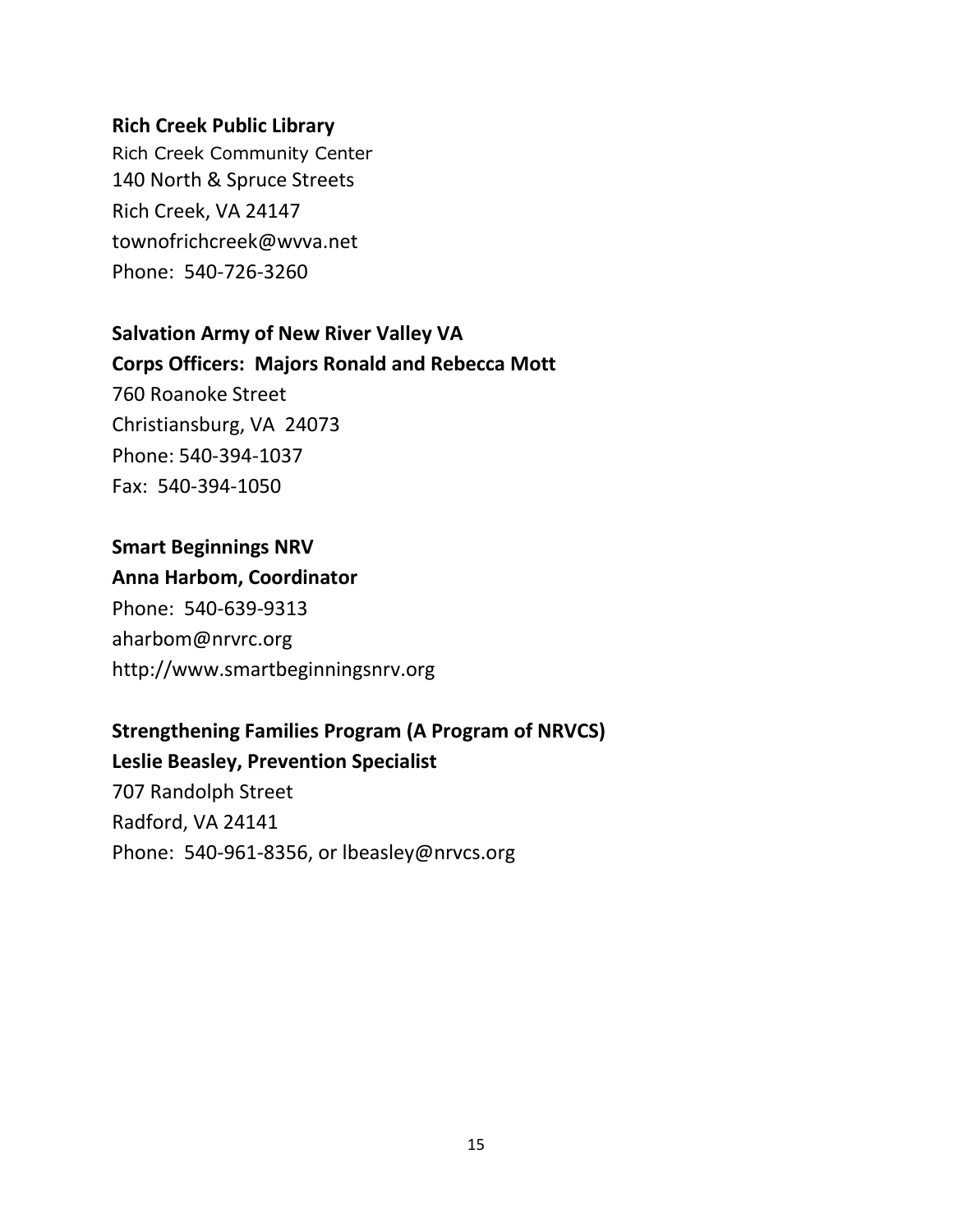**Rich Creek Public Library**

Rich Creek Community Center
140 North & Spruce Streets
Rich Creek, VA 24147
townofrichcreek@wvva.net
Phone: 540-726-3260

**Salvation Army of New River Valley VA**
**Corps Officers: Majors Ronald and Rebecca Mott**

760 Roanoke Street
Christiansburg, VA 24073
Phone: 540-394-1037
Fax: 540-394-1050

**Smart Beginnings NRV**
**Anna Harbom, Coordinator**

Phone: 540-639-9313
aharbom@nrvrc.org
http://www.smartbeginningsnrv.org

**Strengthening Families Program (A Program of NRVCS)**
**Leslie Beasley, Prevention Specialist**

707 Randolph Street
Radford, VA 24141
Phone: 540-961-8356, or lbeasley@nrvcs.org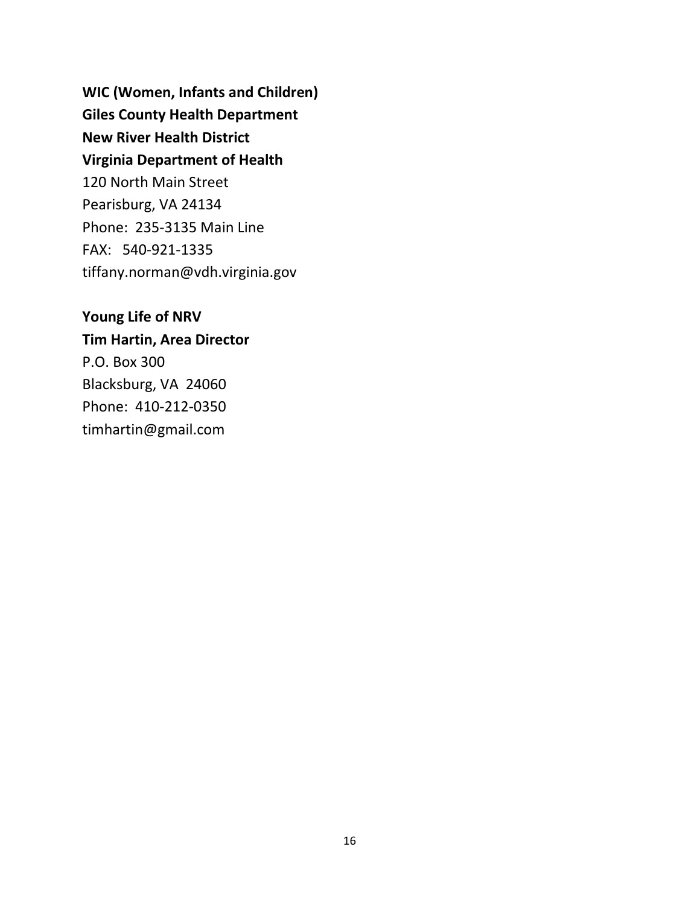**WIC (Women, Infants and Children)**
**Giles County Health Department**
**New River Health District**
**Virginia Department of Health**
120 North Main Street
Pearisburg, VA 24134
Phone: 235-3135 Main Line
FAX: 540-921-1335
tiffany.norman@vdh.virginia.gov

**Young Life of NRV**
**Tim Hartin, Area Director**
P.O. Box 300
Blacksburg, VA 24060
Phone: 410-212-0350
timhartin@gmail.com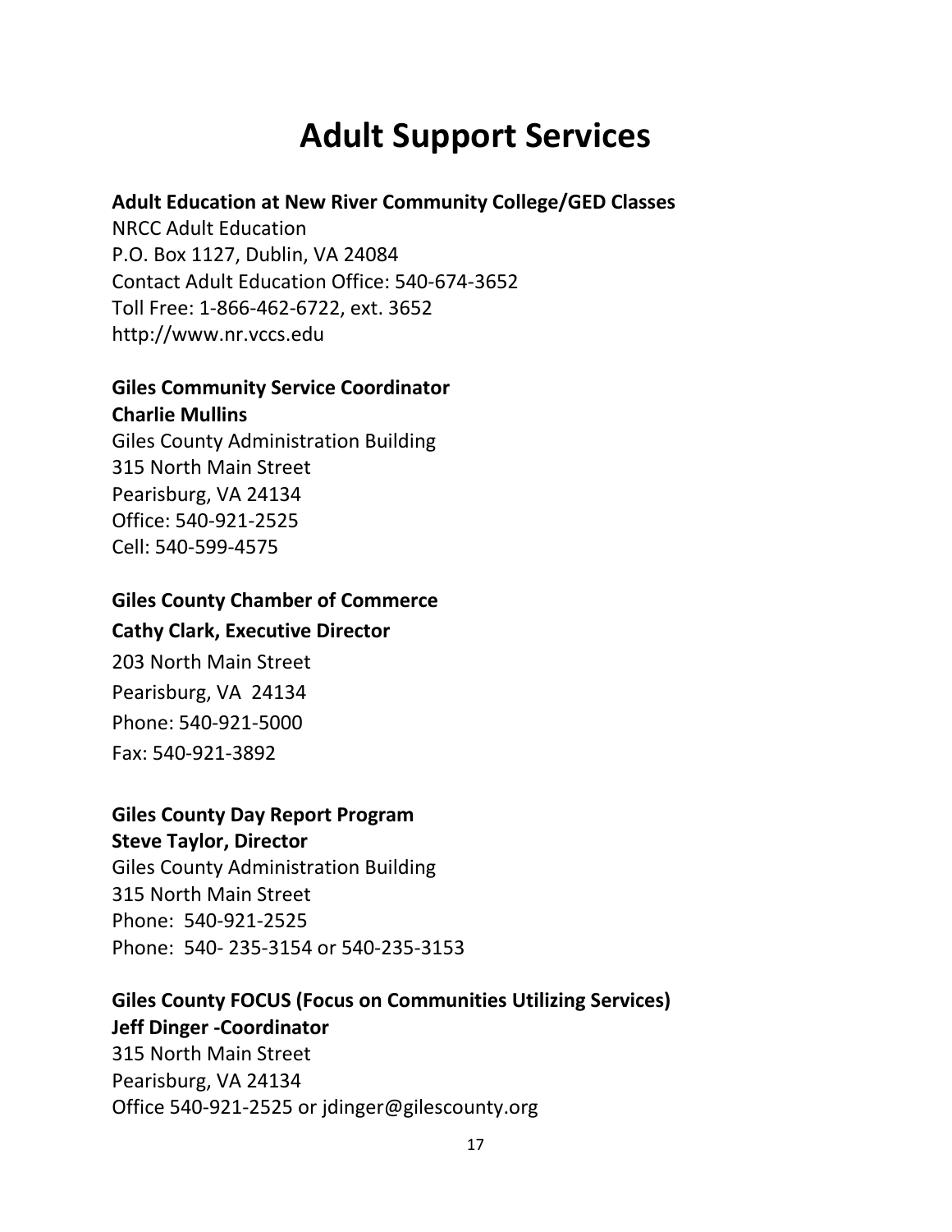# Adult Support Services

**Adult Education at New River Community College/GED Classes**
NRCC Adult Education
P.O. Box 1127, Dublin, VA 24084
Contact Adult Education Office: 540-674-3652
Toll Free: 1-866-462-6722, ext. 3652
http://www.nr.vccs.edu

**Giles Community Service Coordinator**
**Charlie Mullins**
Giles County Administration Building
315 North Main Street
Pearisburg, VA 24134
Office: 540-921-2525
Cell: 540-599-4575

**Giles County Chamber of Commerce**
**Cathy Clark, Executive Director**
203 North Main Street
Pearisburg, VA 24134
Phone: 540-921-5000
Fax: 540-921-3892

**Giles County Day Report Program**
**Steve Taylor, Director**
Giles County Administration Building
315 North Main Street
Phone: 540-921-2525
Phone: 540- 235-3154 or 540-235-3153

**Giles County FOCUS (Focus on Communities Utilizing Services)**
**Jeff Dinger -Coordinator**
315 North Main Street
Pearisburg, VA 24134
Office 540-921-2525 or jdinger@gilescounty.org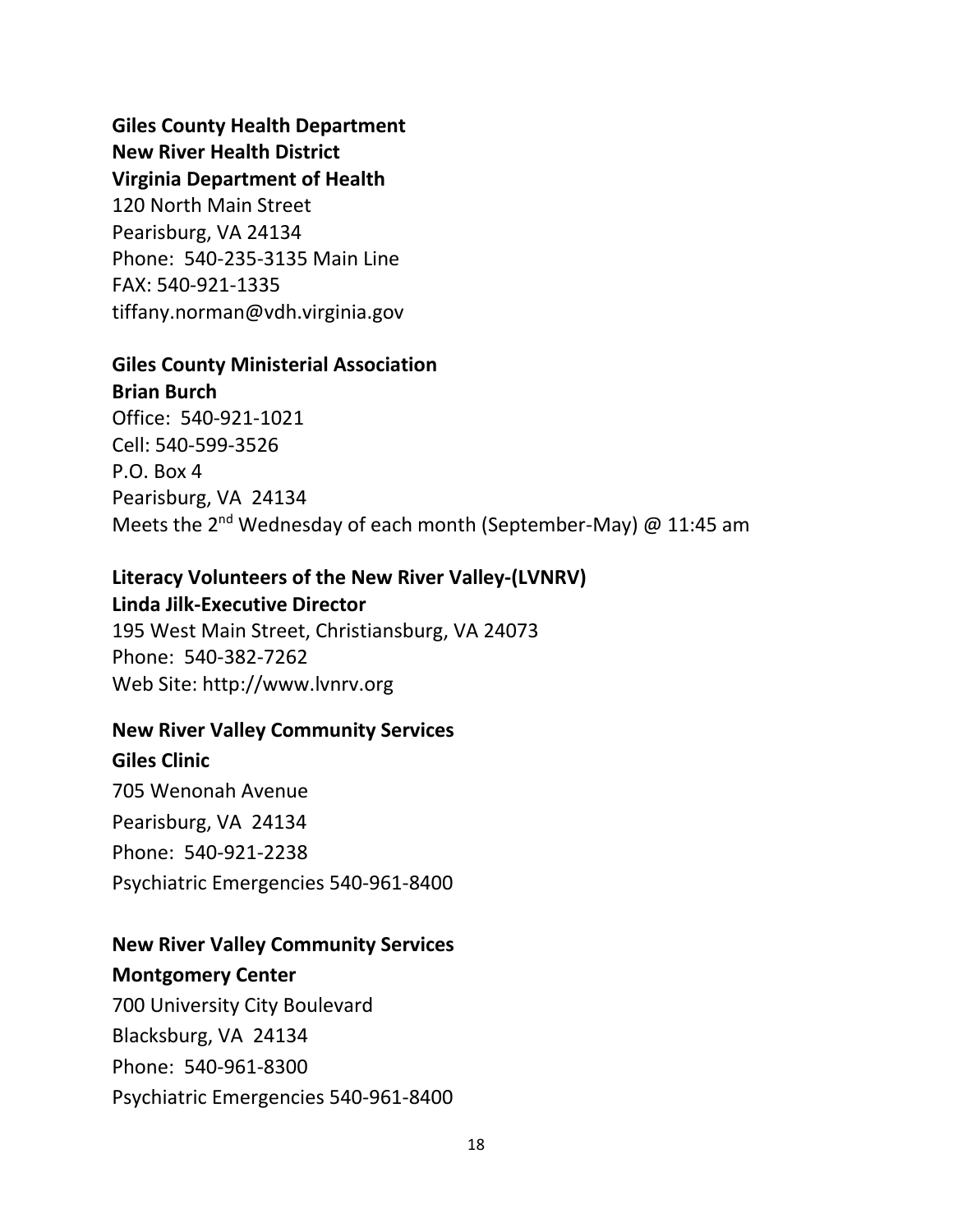**Giles County Health Department**
**New River Health District**
**Virginia Department of Health**
120 North Main Street
Pearisburg, VA 24134
Phone: 540-235-3135 Main Line
FAX: 540-921-1335
tiffany.norman@vdh.virginia.gov

**Giles County Ministerial Association**
**Brian Burch**
Office: 540-921-1021
Cell: 540-599-3526
P.O. Box 4
Pearisburg, VA 24134
Meets the 2nd Wednesday of each month (September-May) @ 11:45 am

**Literacy Volunteers of the New River Valley-(LVNRV)**
**Linda Jilk-Executive Director**
195 West Main Street, Christiansburg, VA 24073
Phone: 540-382-7262
Web Site: http://www.lvnrv.org

**New River Valley Community Services**
**Giles Clinic**
705 Wenonah Avenue
Pearisburg, VA 24134
Phone: 540-921-2238
Psychiatric Emergencies 540-961-8400

**New River Valley Community Services**
**Montgomery Center**
700 University City Boulevard
Blacksburg, VA 24134
Phone: 540-961-8300
Psychiatric Emergencies 540-961-8400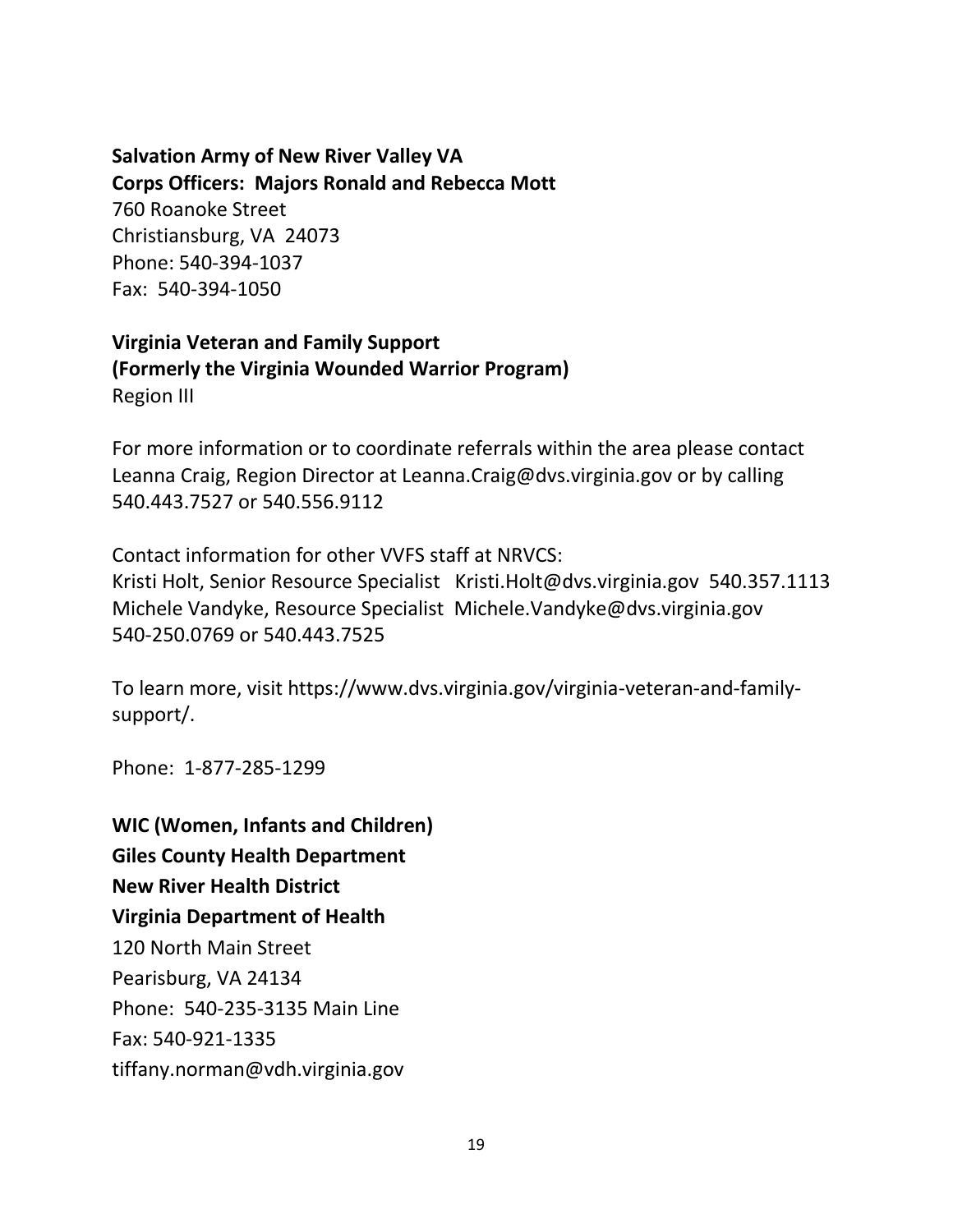**Salvation Army of New River Valley VA**
**Corps Officers: Majors Ronald and Rebecca Mott**
760 Roanoke Street
Christiansburg, VA 24073
Phone: 540-394-1037
Fax: 540-394-1050

**Virginia Veteran and Family Support**
**(Formerly the Virginia Wounded Warrior Program)**
Region III

For more information or to coordinate referrals within the area please contact Leanna Craig, Region Director at Leanna.Craig@dvs.virginia.gov or by calling 540.443.7527 or 540.556.9112

Contact information for other VVFS staff at NRVCS:
Kristi Holt, Senior Resource Specialist Kristi.Holt@dvs.virginia.gov 540.357.1113
Michele Vandyke, Resource Specialist Michele.Vandyke@dvs.virginia.gov 540-250.0769 or 540.443.7525

To learn more, visit https://www.dvs.virginia.gov/virginia-veteran-and-family-support/.

Phone: 1-877-285-1299

**WIC (Women, Infants and Children)**
**Giles County Health Department**
**New River Health District**
**Virginia Department of Health**
120 North Main Street
Pearisburg, VA 24134
Phone: 540-235-3135 Main Line
Fax: 540-921-1335
tiffany.norman@vdh.virginia.gov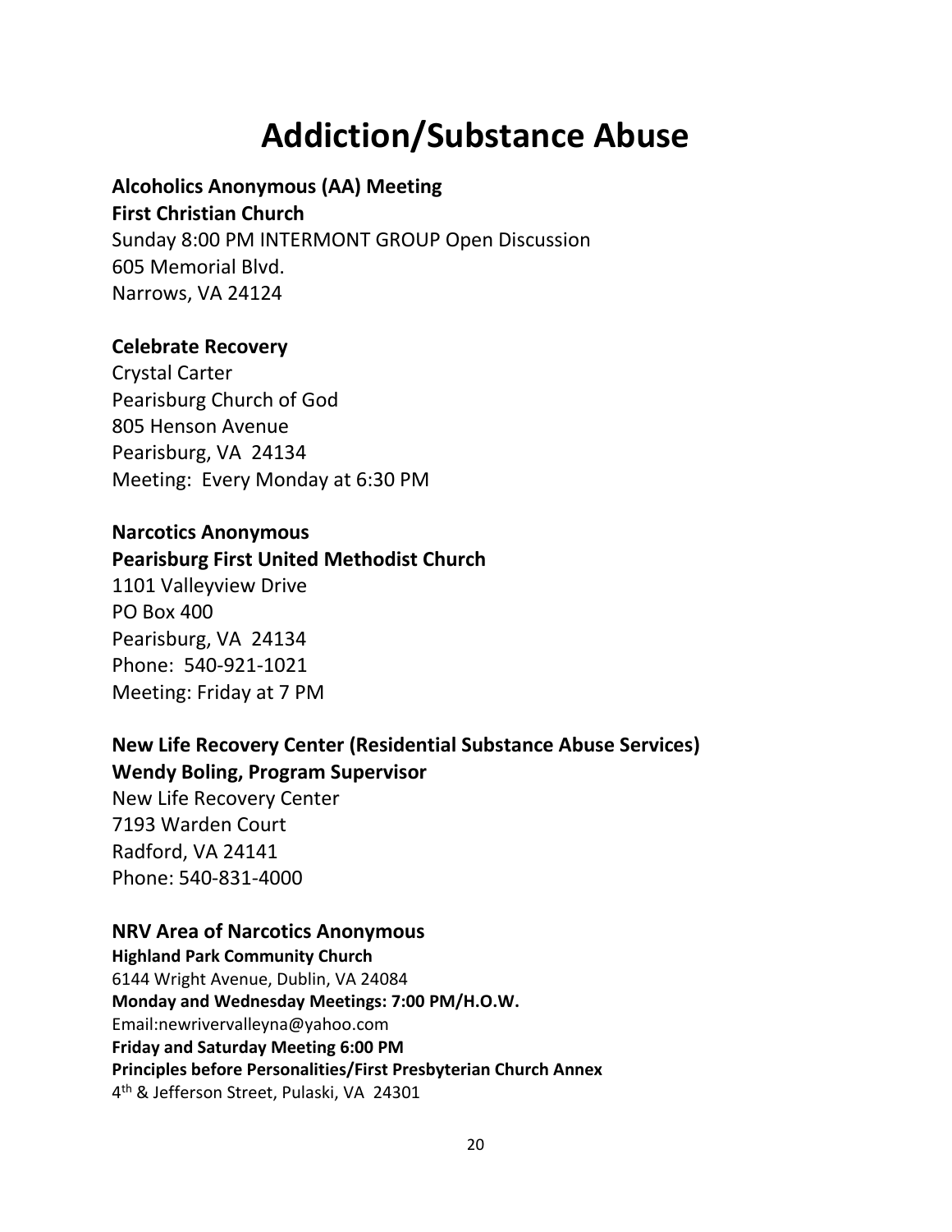# Addiction/Substance Abuse

**Alcoholics Anonymous (AA) Meeting**
**First Christian Church**
Sunday 8:00 PM INTERMONT GROUP Open Discussion
605 Memorial Blvd.
Narrows, VA 24124

**Celebrate Recovery**
Crystal Carter
Pearisburg Church of God
805 Henson Avenue
Pearisburg, VA 24134
Meeting: Every Monday at 6:30 PM

**Narcotics Anonymous**
**Pearisburg First United Methodist Church**
1101 Valleyview Drive
PO Box 400
Pearisburg, VA 24134
Phone: 540-921-1021
Meeting: Friday at 7 PM

**New Life Recovery Center (Residential Substance Abuse Services)**
**Wendy Boling, Program Supervisor**
New Life Recovery Center
7193 Warden Court
Radford, VA 24141
Phone: 540-831-4000

**NRV Area of Narcotics Anonymous**
**Highland Park Community Church**
6144 Wright Avenue, Dublin, VA 24084
**Monday and Wednesday Meetings: 7:00 PM/H.O.W.**
Email:newrivervalleyna@yahoo.com
**Friday and Saturday Meeting 6:00 PM**
**Principles before Personalities/First Presbyterian Church Annex**
4th & Jefferson Street, Pulaski, VA 24301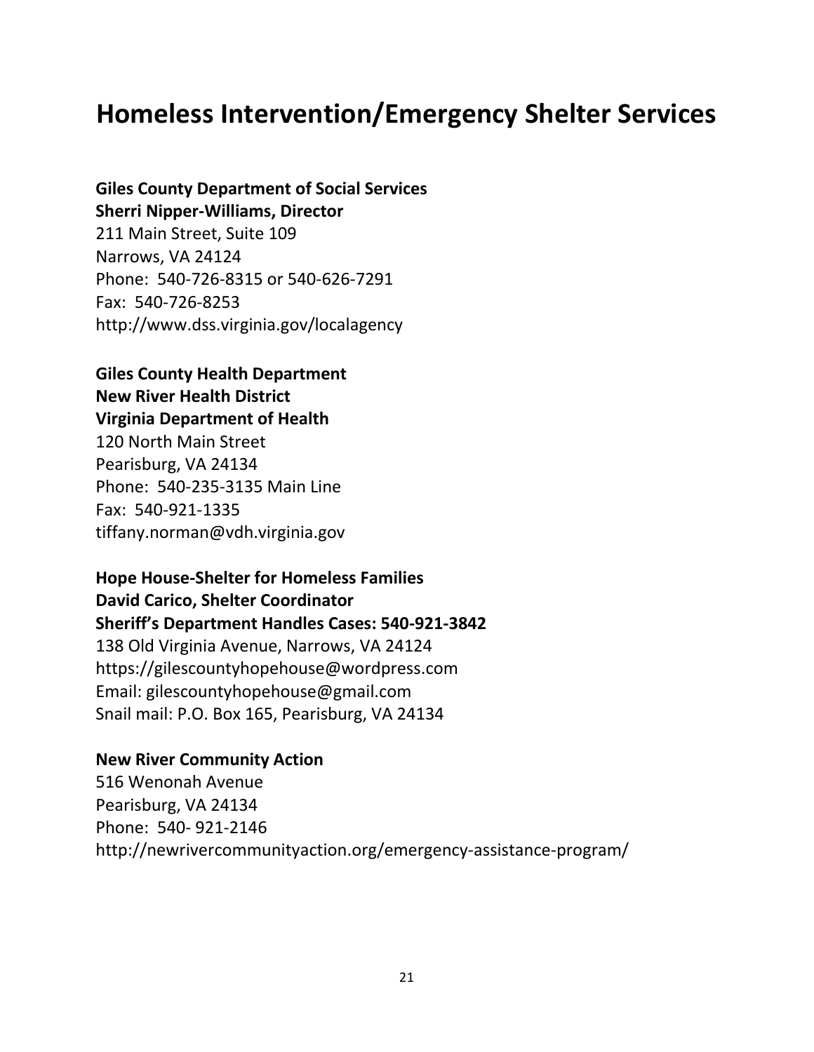# Homeless Intervention/Emergency Shelter Services

**Giles County Department of Social Services**
**Sherri Nipper-Williams, Director**
211 Main Street, Suite 109
Narrows, VA 24124
Phone: 540-726-8315 or 540-626-7291
Fax: 540-726-8253
http://www.dss.virginia.gov/localagency

**Giles County Health Department**
**New River Health District**
**Virginia Department of Health**
120 North Main Street
Pearisburg, VA 24134
Phone: 540-235-3135 Main Line
Fax: 540-921-1335
tiffany.norman@vdh.virginia.gov

**Hope House-Shelter for Homeless Families**
**David Carico, Shelter Coordinator**
**Sheriff's Department Handles Cases: 540-921-3842**
138 Old Virginia Avenue, Narrows, VA 24124
https://gilescountyhopehouse@wordpress.com
Email: gilescountyhopehouse@gmail.com
Snail mail: P.O. Box 165, Pearisburg, VA 24134

**New River Community Action**
516 Wenonah Avenue
Pearisburg, VA 24134
Phone: 540- 921-2146
http://newrivercommunityaction.org/emergency-assistance-program/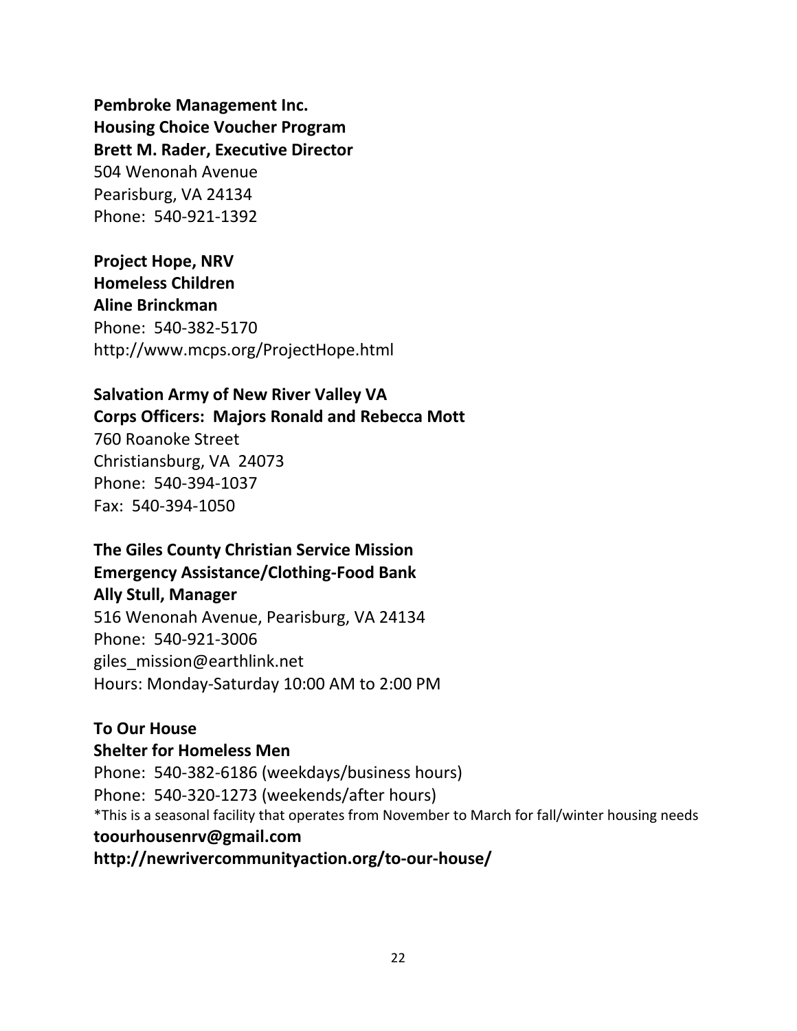**Pembroke Management Inc.**
**Housing Choice Voucher Program**
**Brett M. Rader, Executive Director**
504 Wenonah Avenue
Pearisburg, VA 24134
Phone: 540-921-1392

**Project Hope, NRV**
**Homeless Children**
**Aline Brinckman**
Phone: 540-382-5170
http://www.mcps.org/ProjectHope.html

**Salvation Army of New River Valley VA**
**Corps Officers: Majors Ronald and Rebecca Mott**
760 Roanoke Street
Christiansburg, VA 24073
Phone: 540-394-1037
Fax: 540-394-1050

**The Giles County Christian Service Mission**
**Emergency Assistance/Clothing-Food Bank**
**Ally Stull, Manager**
516 Wenonah Avenue, Pearisburg, VA 24134
Phone: 540-921-3006
giles_mission@earthlink.net
Hours: Monday-Saturday 10:00 AM to 2:00 PM

**To Our House**
**Shelter for Homeless Men**
Phone: 540-382-6186 (weekdays/business hours)
Phone: 540-320-1273 (weekends/after hours)
*This is a seasonal facility that operates from November to March for fall/winter housing needs
**toourhousenrv@gmail.com**
**http://newrivercommunityaction.org/to-our-house/**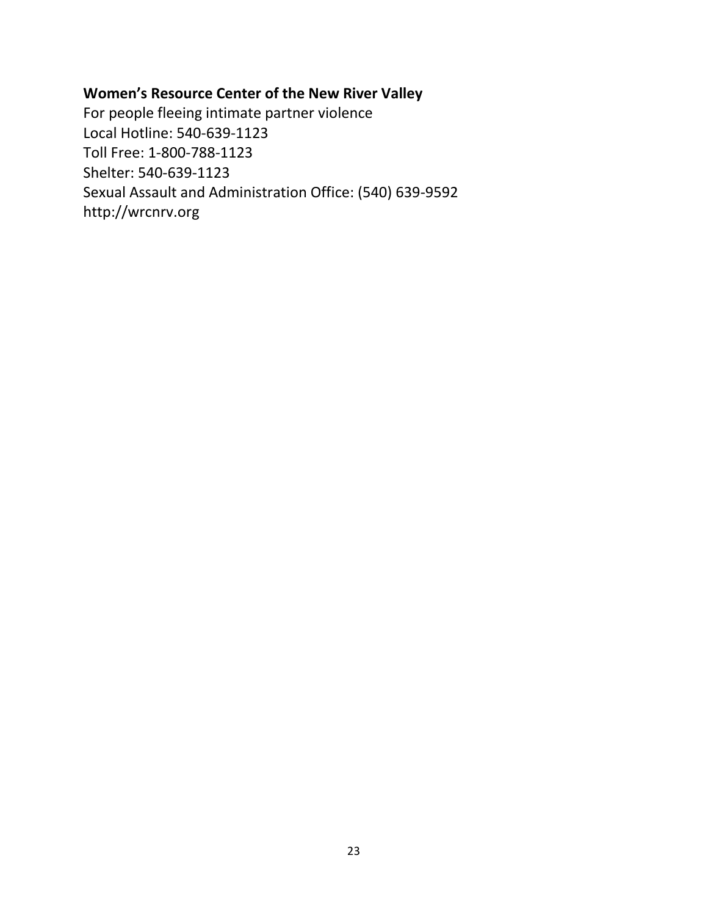**Women's Resource Center of the New River Valley**

For people fleeing intimate partner violence
Local Hotline: 540-639-1123
Toll Free: 1-800-788-1123
Shelter: 540-639-1123
Sexual Assault and Administration Office: (540) 639-9592
http://wrcnrv.org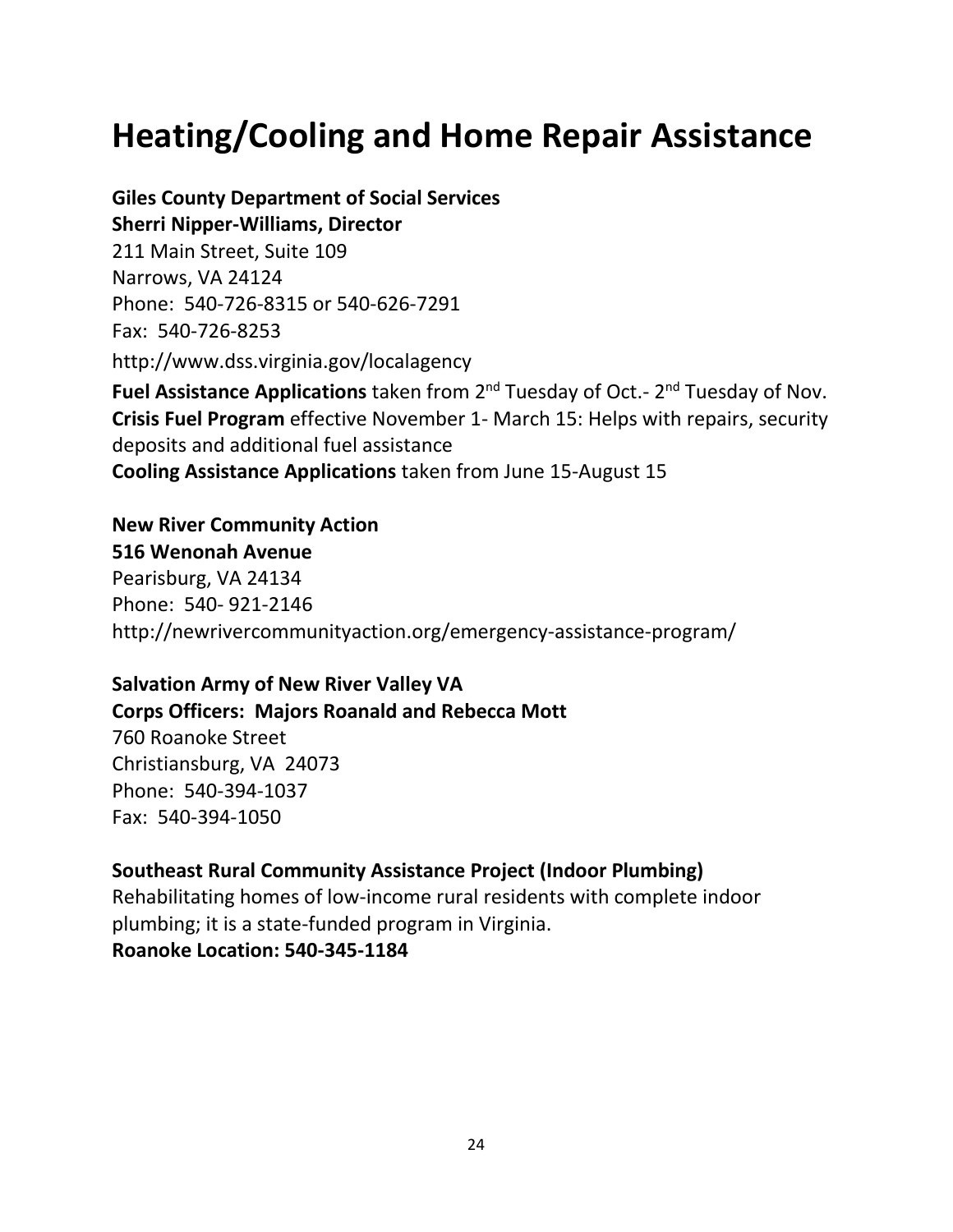# Heating/Cooling and Home Repair Assistance

**Giles County Department of Social Services**
**Sherri Nipper-Williams, Director**
211 Main Street, Suite 109
Narrows, VA 24124
Phone: 540-726-8315 or 540-626-7291
Fax: 540-726-8253
http://www.dss.virginia.gov/localagency

**Fuel Assistance Applications** taken from 2nd Tuesday of Oct.- 2nd Tuesday of Nov.
**Crisis Fuel Program** effective November 1- March 15: Helps with repairs, security deposits and additional fuel assistance
**Cooling Assistance Applications** taken from June 15-August 15

**New River Community Action**
**516 Wenonah Avenue**
Pearisburg, VA 24134
Phone: 540- 921-2146
http://newrivercommunityaction.org/emergency-assistance-program/

**Salvation Army of New River Valley VA**
**Corps Officers: Majors Roanald and Rebecca Mott**
760 Roanoke Street
Christiansburg, VA 24073
Phone: 540-394-1037
Fax: 540-394-1050

**Southeast Rural Community Assistance Project (Indoor Plumbing)**
Rehabilitating homes of low-income rural residents with complete indoor plumbing; it is a state-funded program in Virginia.
**Roanoke Location: 540-345-1184**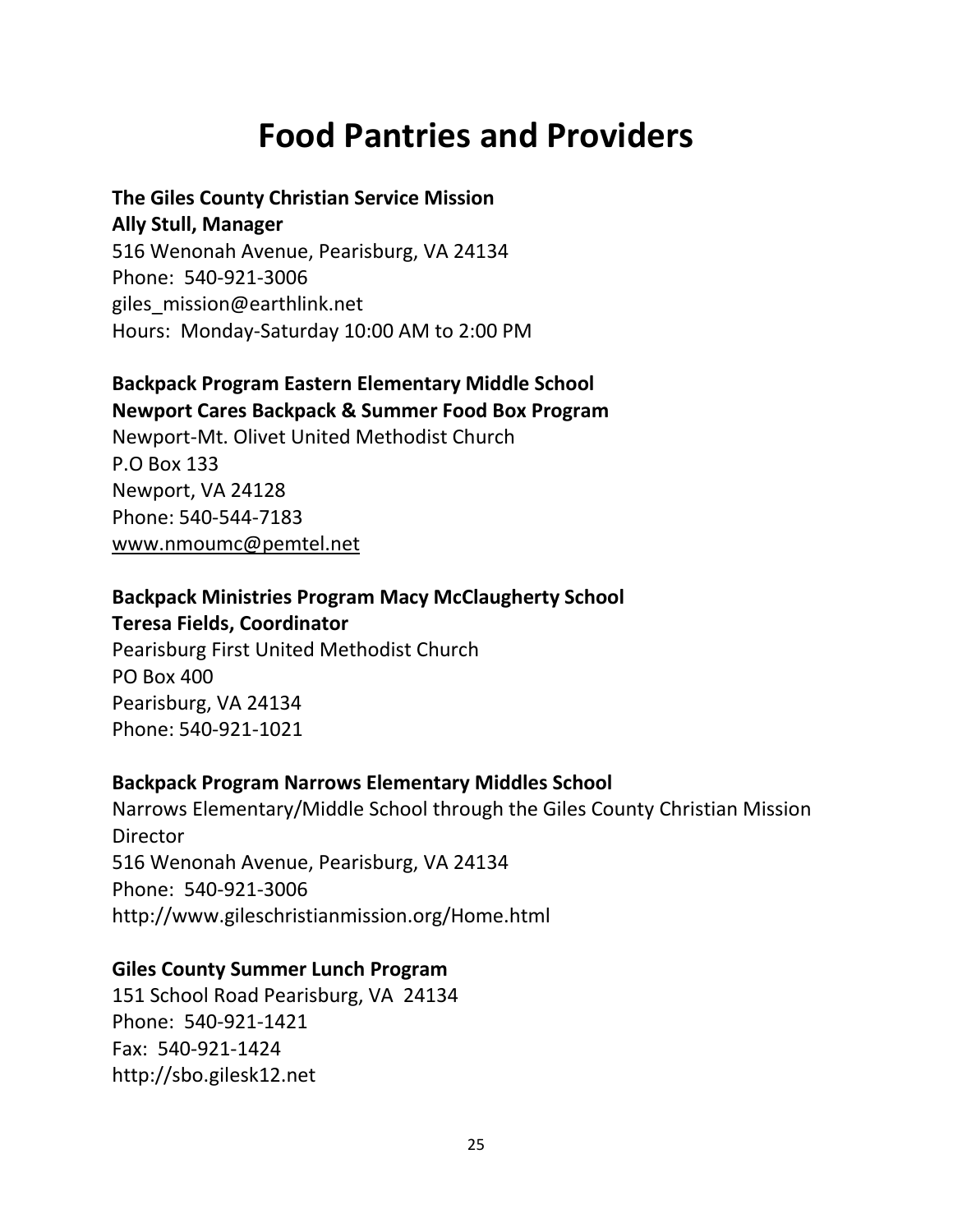# Food Pantries and Providers

**The Giles County Christian Service Mission**
**Ally Stull, Manager**
516 Wenonah Avenue, Pearisburg, VA 24134
Phone: 540-921-3006
giles_mission@earthlink.net
Hours: Monday-Saturday 10:00 AM to 2:00 PM

**Backpack Program Eastern Elementary Middle School**
**Newport Cares Backpack & Summer Food Box Program**
Newport-Mt. Olivet United Methodist Church
P.O Box 133
Newport, VA 24128
Phone: 540-544-7183
www.nmoumc@pemtel.net

**Backpack Ministries Program Macy McClaugherty School**
**Teresa Fields, Coordinator**
Pearisburg First United Methodist Church
PO Box 400
Pearisburg, VA 24134
Phone: 540-921-1021

**Backpack Program Narrows Elementary Middles School**
Narrows Elementary/Middle School through the Giles County Christian Mission Director
516 Wenonah Avenue, Pearisburg, VA 24134
Phone: 540-921-3006
http://www.gileschristianmission.org/Home.html

**Giles County Summer Lunch Program**
151 School Road Pearisburg, VA 24134
Phone: 540-921-1421
Fax: 540-921-1424
http://sbo.gilesk12.net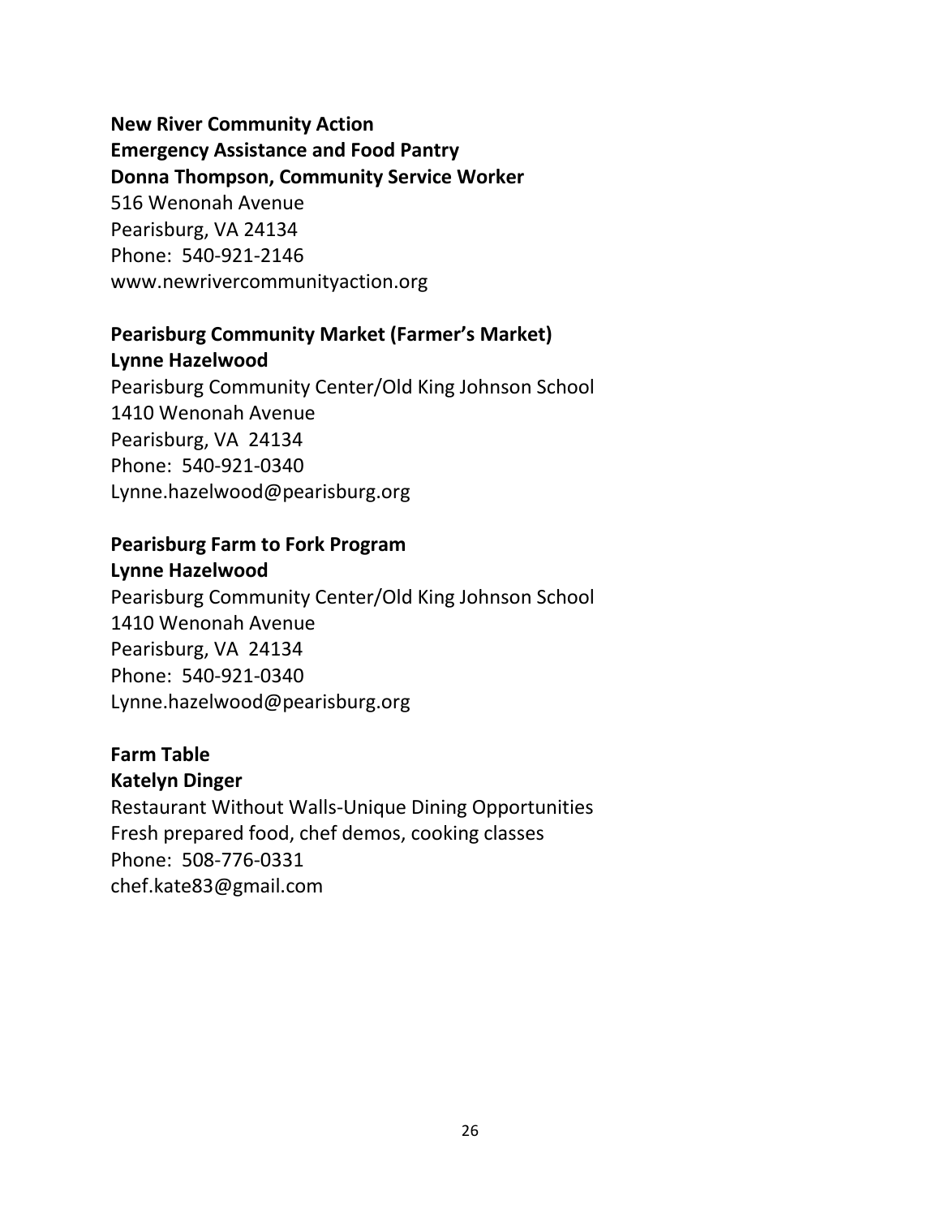**New River Community Action**
**Emergency Assistance and Food Pantry**
**Donna Thompson, Community Service Worker**
516 Wenonah Avenue
Pearisburg, VA 24134
Phone: 540-921-2146
www.newrivercommunityaction.org

**Pearisburg Community Market (Farmer's Market)**
**Lynne Hazelwood**
Pearisburg Community Center/Old King Johnson School
1410 Wenonah Avenue
Pearisburg, VA 24134
Phone: 540-921-0340
Lynne.hazelwood@pearisburg.org

**Pearisburg Farm to Fork Program**
**Lynne Hazelwood**
Pearisburg Community Center/Old King Johnson School
1410 Wenonah Avenue
Pearisburg, VA 24134
Phone: 540-921-0340
Lynne.hazelwood@pearisburg.org

**Farm Table**
**Katelyn Dinger**
Restaurant Without Walls-Unique Dining Opportunities
Fresh prepared food, chef demos, cooking classes
Phone: 508-776-0331
chef.kate83@gmail.com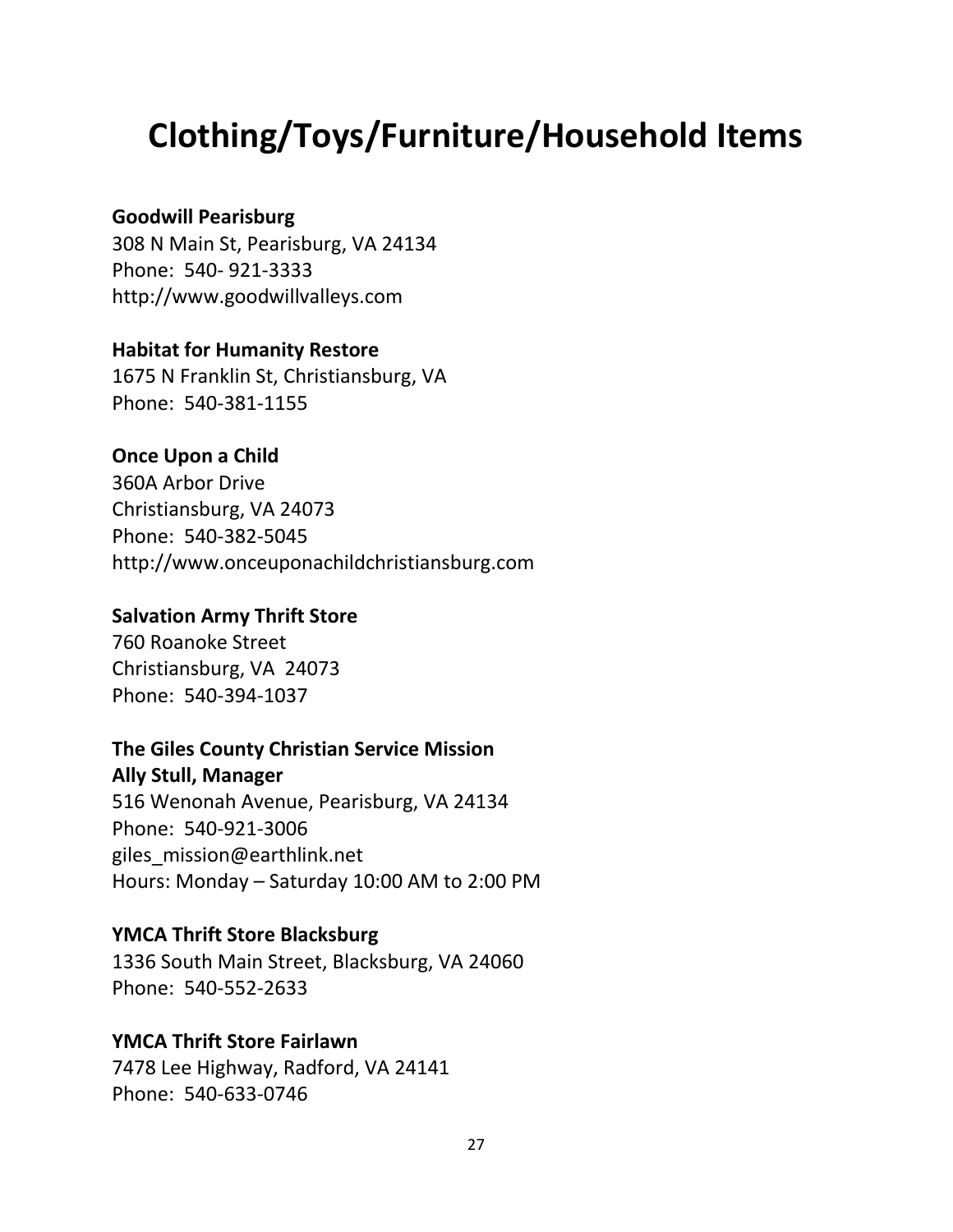# Clothing/Toys/Furniture/Household Items

**Goodwill Pearisburg**
308 N Main St, Pearisburg, VA 24134
Phone: 540- 921-3333
http://www.goodwillvalleys.com

**Habitat for Humanity Restore**
1675 N Franklin St, Christiansburg, VA
Phone: 540-381-1155

**Once Upon a Child**
360A Arbor Drive
Christiansburg, VA 24073
Phone: 540-382-5045
http://www.onceuponachildchristiansburg.com

**Salvation Army Thrift Store**
760 Roanoke Street
Christiansburg, VA 24073
Phone: 540-394-1037

**The Giles County Christian Service Mission**
**Ally Stull, Manager**
516 Wenonah Avenue, Pearisburg, VA 24134
Phone: 540-921-3006
giles_mission@earthlink.net
Hours: Monday – Saturday 10:00 AM to 2:00 PM

**YMCA Thrift Store Blacksburg**
1336 South Main Street, Blacksburg, VA 24060
Phone: 540-552-2633

**YMCA Thrift Store Fairlawn**
7478 Lee Highway, Radford, VA 24141
Phone: 540-633-0746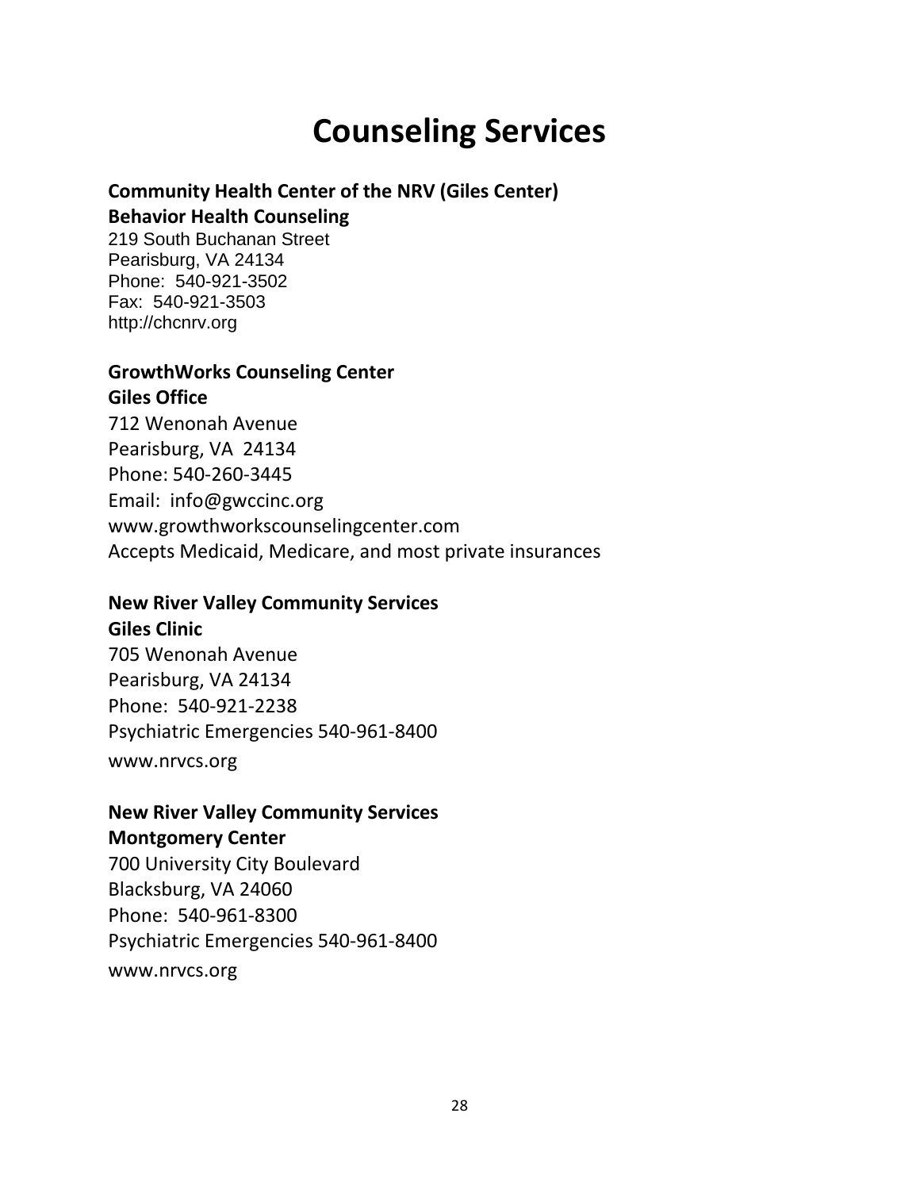# Counseling Services

**Community Health Center of the NRV (Giles Center)**
**Behavior Health Counseling**
219 South Buchanan Street
Pearisburg, VA 24134
Phone: 540-921-3502
Fax: 540-921-3503
http://chcnrv.org

**GrowthWorks Counseling Center**
**Giles Office**
712 Wenonah Avenue
Pearisburg, VA 24134
Phone: 540-260-3445
Email: info@gwccinc.org
www.growthworkscounselingcenter.com
Accepts Medicaid, Medicare, and most private insurances

**New River Valley Community Services**
**Giles Clinic**
705 Wenonah Avenue
Pearisburg, VA 24134
Phone: 540-921-2238
Psychiatric Emergencies 540-961-8400
www.nrvcs.org

**New River Valley Community Services**
**Montgomery Center**
700 University City Boulevard
Blacksburg, VA 24060
Phone: 540-961-8300
Psychiatric Emergencies 540-961-8400
www.nrvcs.org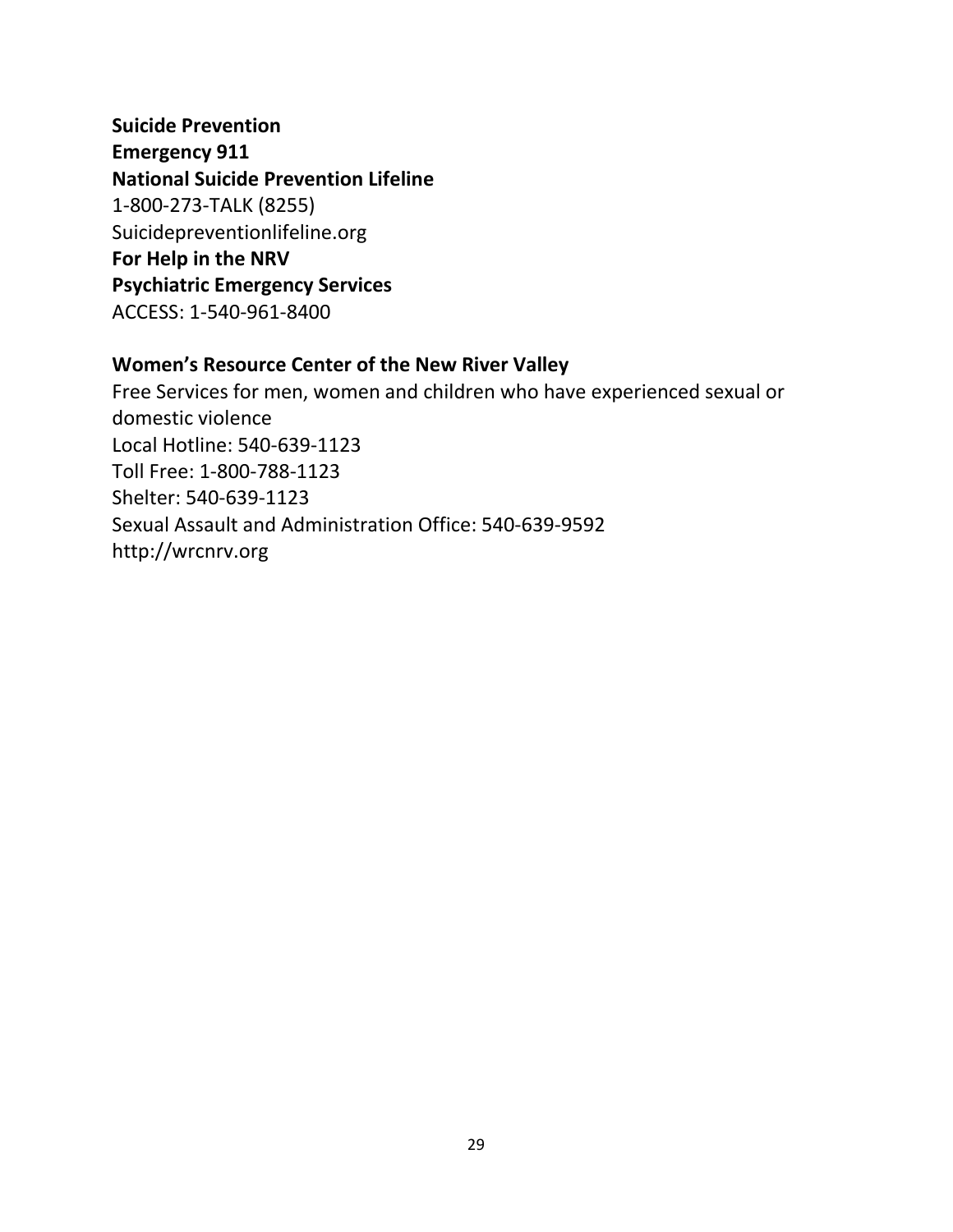**Suicide Prevention**
**Emergency 911**
**National Suicide Prevention Lifeline**
1-800-273-TALK (8255)
Suicidepreventionlifeline.org
**For Help in the NRV**
**Psychiatric Emergency Services**
ACCESS: 1-540-961-8400

**Women's Resource Center of the New River Valley**
Free Services for men, women and children who have experienced sexual or domestic violence
Local Hotline: 540-639-1123
Toll Free: 1-800-788-1123
Shelter: 540-639-1123
Sexual Assault and Administration Office: 540-639-9592
http://wrcnrv.org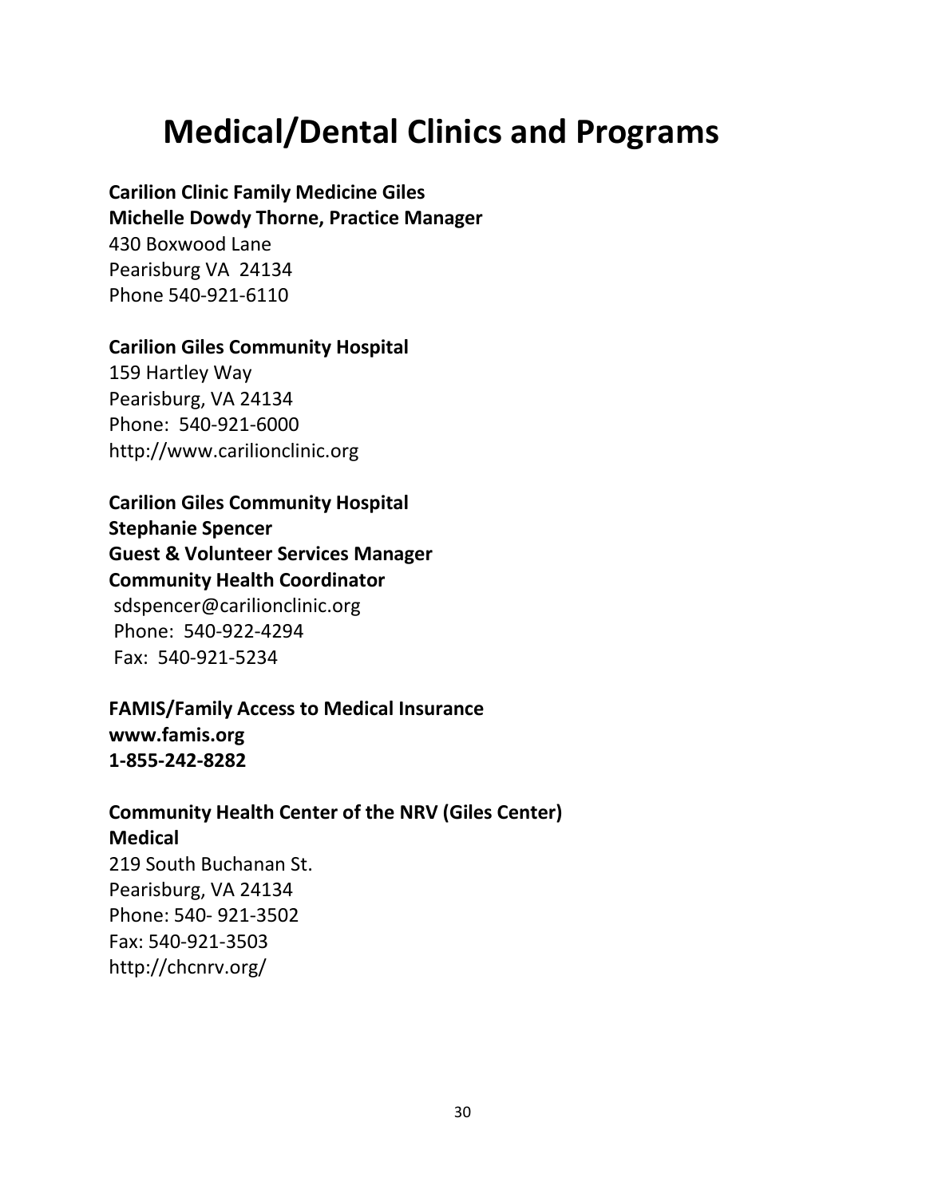# Medical/Dental Clinics and Programs

**Carilion Clinic Family Medicine Giles**
**Michelle Dowdy Thorne, Practice Manager**
430 Boxwood Lane
Pearisburg VA 24134
Phone 540-921-6110

**Carilion Giles Community Hospital**
159 Hartley Way
Pearisburg, VA 24134
Phone: 540-921-6000
http://www.carilionclinic.org

**Carilion Giles Community Hospital**
**Stephanie Spencer**
**Guest & Volunteer Services Manager**
**Community Health Coordinator**
sdspencer@carilionclinic.org
Phone: 540-922-4294
Fax: 540-921-5234

**FAMIS/Family Access to Medical Insurance**
**www.famis.org**
**1-855-242-8282**

**Community Health Center of the NRV (Giles Center)**
**Medical**
219 South Buchanan St.
Pearisburg, VA 24134
Phone: 540- 921-3502
Fax: 540-921-3503
http://chcnrv.org/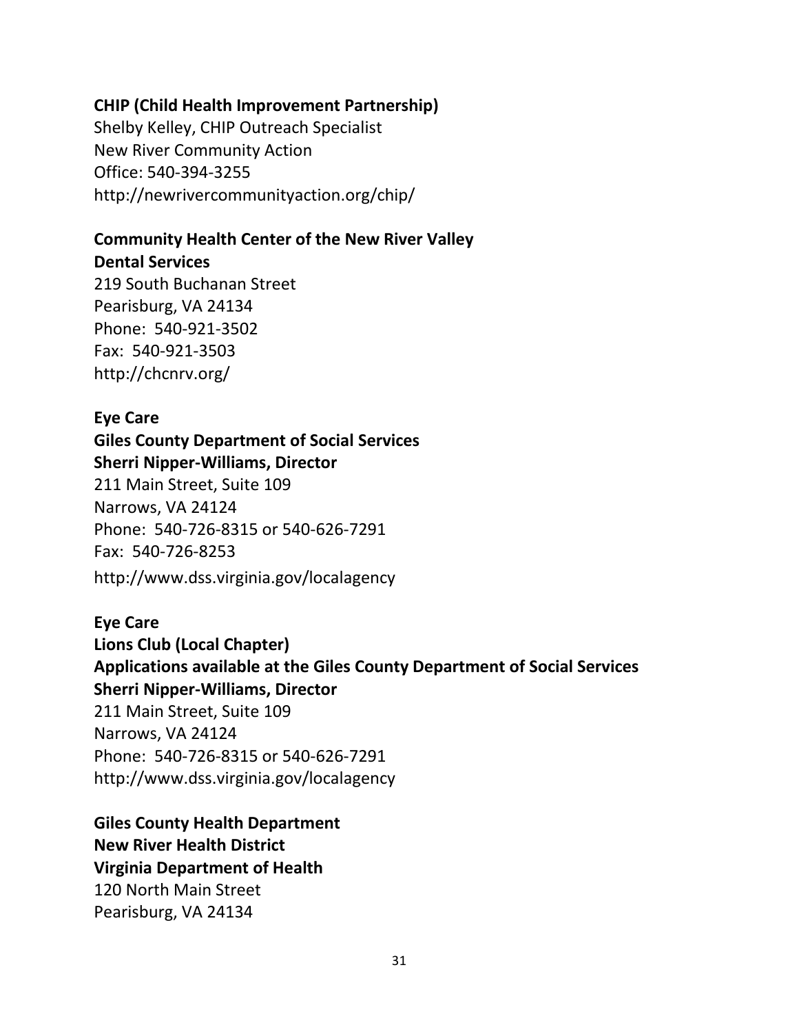**CHIP (Child Health Improvement Partnership)**
Shelby Kelley, CHIP Outreach Specialist
New River Community Action
Office: 540-394-3255
http://newrivercommunityaction.org/chip/

**Community Health Center of the New River Valley**
**Dental Services**
219 South Buchanan Street
Pearisburg, VA 24134
Phone: 540-921-3502
Fax: 540-921-3503
http://chcnrv.org/

**Eye Care**
**Giles County Department of Social Services**
**Sherri Nipper-Williams, Director**
211 Main Street, Suite 109
Narrows, VA 24124
Phone: 540-726-8315 or 540-626-7291
Fax: 540-726-8253
http://www.dss.virginia.gov/localagency

**Eye Care**
**Lions Club (Local Chapter)**
**Applications available at the Giles County Department of Social Services**
**Sherri Nipper-Williams, Director**
211 Main Street, Suite 109
Narrows, VA 24124
Phone: 540-726-8315 or 540-626-7291
http://www.dss.virginia.gov/localagency

**Giles County Health Department**
**New River Health District**
**Virginia Department of Health**
120 North Main Street
Pearisburg, VA 24134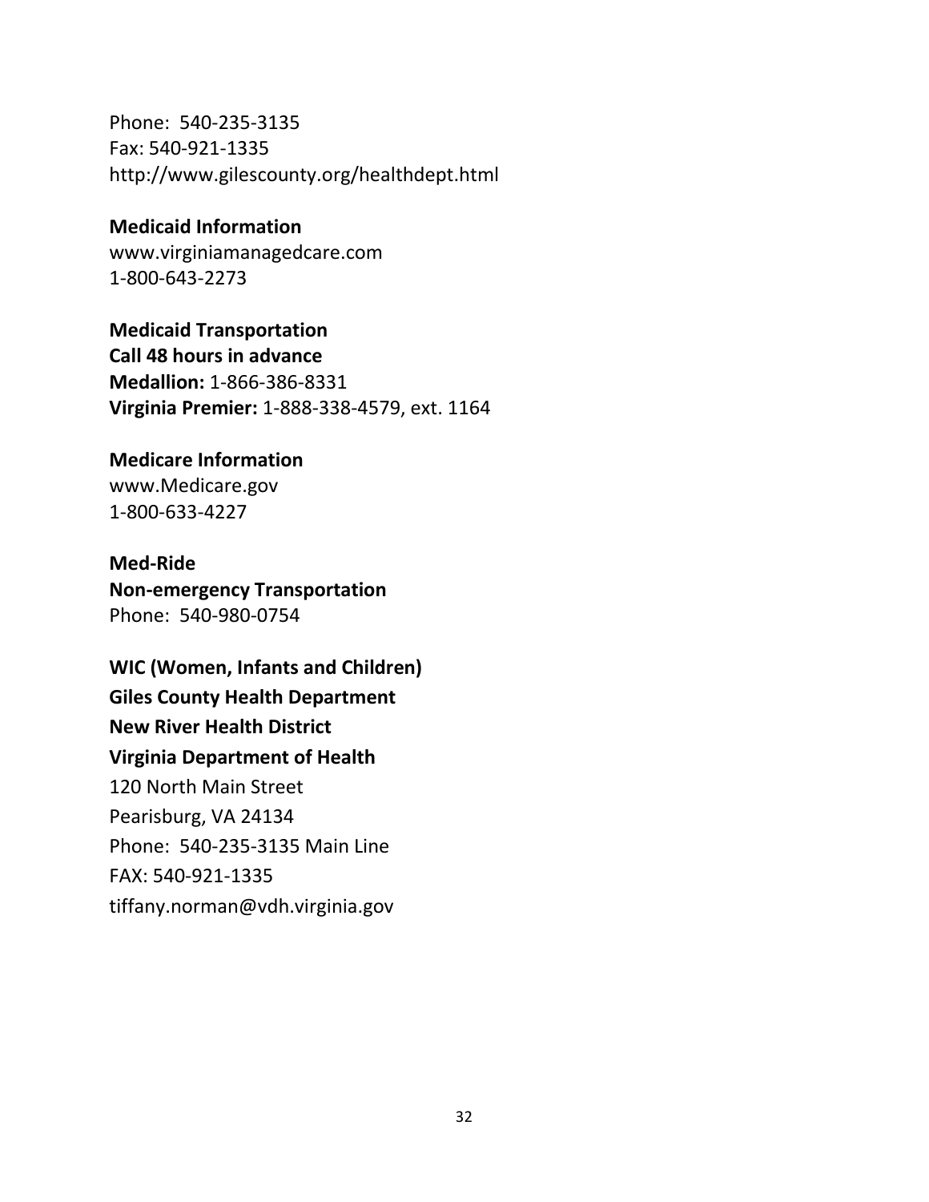Phone: 540-235-3135
Fax: 540-921-1335
http://www.gilescounty.org/healthdept.html

**Medicaid Information**
www.virginiamanagedcare.com
1-800-643-2273

**Medicaid Transportation**
**Call 48 hours in advance**
**Medallion:** 1-866-386-8331
**Virginia Premier:** 1-888-338-4579, ext. 1164

**Medicare Information**
www.Medicare.gov
1-800-633-4227

**Med-Ride**
**Non-emergency Transportation**
Phone: 540-980-0754

**WIC (Women, Infants and Children)**
**Giles County Health Department**
**New River Health District**
**Virginia Department of Health**
120 North Main Street
Pearisburg, VA 24134
Phone: 540-235-3135 Main Line
FAX: 540-921-1335
tiffany.norman@vdh.virginia.gov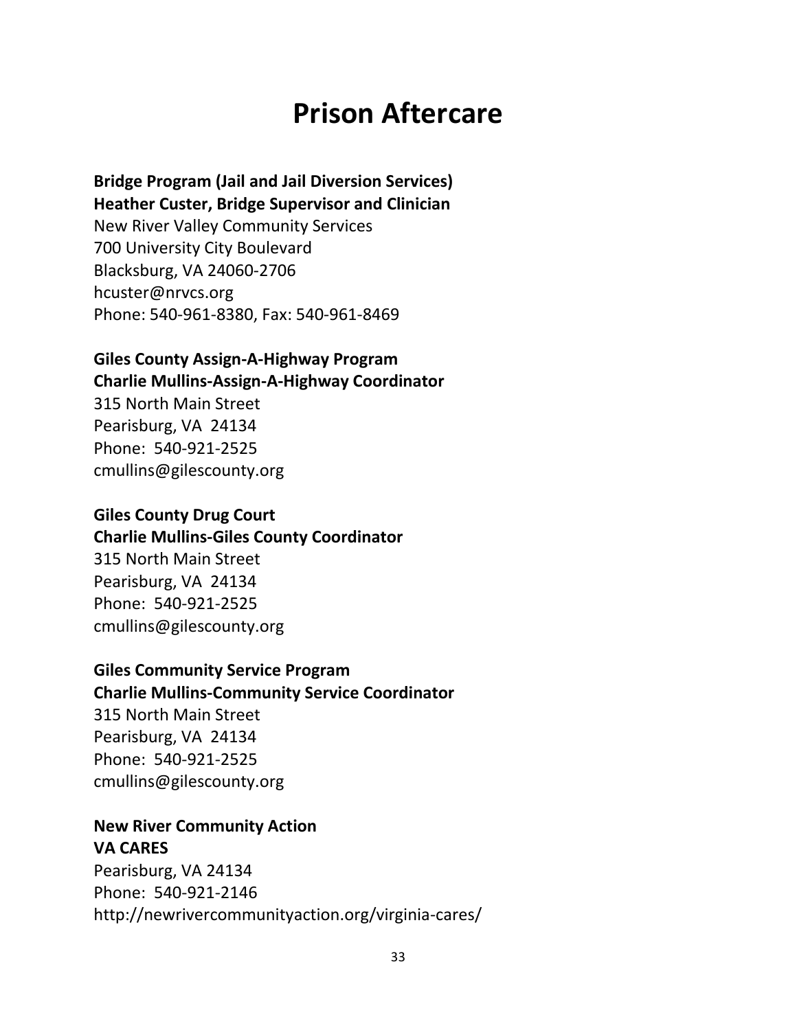# Prison Aftercare

**Bridge Program (Jail and Jail Diversion Services)**
**Heather Custer, Bridge Supervisor and Clinician**
New River Valley Community Services
700 University City Boulevard
Blacksburg, VA 24060-2706
hcuster@nrvcs.org
Phone: 540-961-8380, Fax: 540-961-8469

**Giles County Assign-A-Highway Program**
**Charlie Mullins-Assign-A-Highway Coordinator**
315 North Main Street
Pearisburg, VA 24134
Phone: 540-921-2525
cmullins@gilescounty.org

**Giles County Drug Court**
**Charlie Mullins-Giles County Coordinator**
315 North Main Street
Pearisburg, VA 24134
Phone: 540-921-2525
cmullins@gilescounty.org

**Giles Community Service Program**
**Charlie Mullins-Community Service Coordinator**
315 North Main Street
Pearisburg, VA 24134
Phone: 540-921-2525
cmullins@gilescounty.org

**New River Community Action**
**VA CARES**
Pearisburg, VA 24134
Phone: 540-921-2146
http://newrivercommunityaction.org/virginia-cares/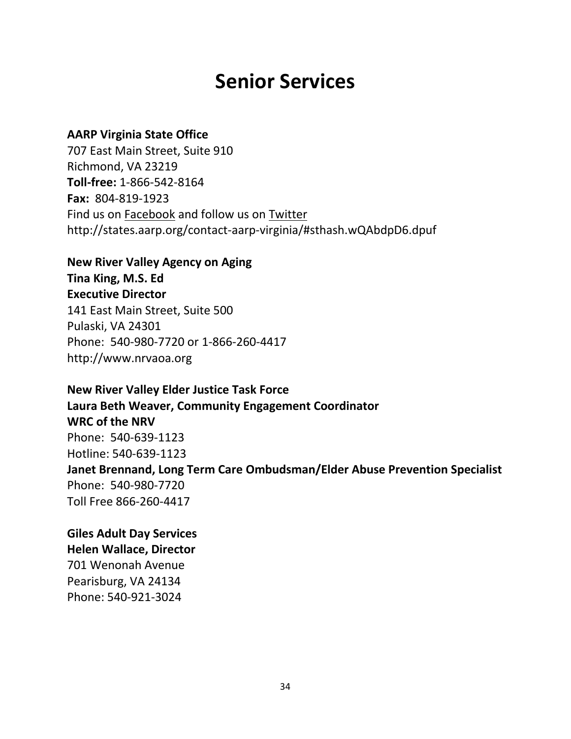# Senior Services

**AARP Virginia State Office**
707 East Main Street, Suite 910
Richmond, VA 23219
**Toll-free:** 1-866-542-8164
**Fax:** 804-819-1923
Find us on Facebook and follow us on Twitter
http://states.aarp.org/contact-aarp-virginia/#sthash.wQAbdpD6.dpuf

**New River Valley Agency on Aging**
**Tina King, M.S. Ed**
**Executive Director**
141 East Main Street, Suite 500
Pulaski, VA 24301
Phone: 540-980-7720 or 1-866-260-4417
http://www.nrvaoa.org

**New River Valley Elder Justice Task Force**
**Laura Beth Weaver, Community Engagement Coordinator**
**WRC of the NRV**
Phone: 540-639-1123
Hotline: 540-639-1123
**Janet Brennand, Long Term Care Ombudsman/Elder Abuse Prevention Specialist**
Phone: 540-980-7720
Toll Free 866-260-4417

**Giles Adult Day Services**
**Helen Wallace, Director**
701 Wenonah Avenue
Pearisburg, VA 24134
Phone: 540-921-3024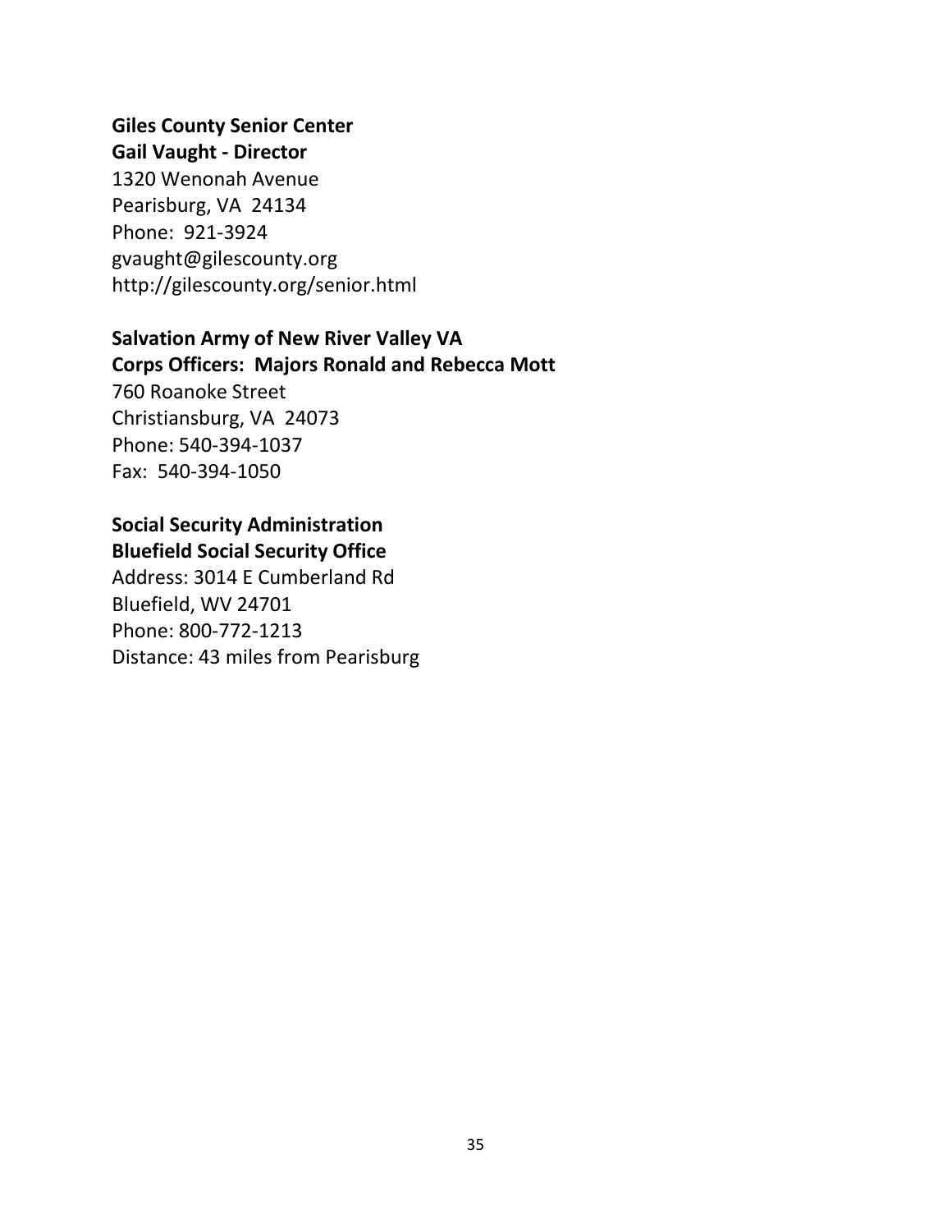**Giles County Senior Center**
**Gail Vaught - Director**
1320 Wenonah Avenue
Pearisburg, VA 24134
Phone: 921-3924
gvaught@gilescounty.org
http://gilescounty.org/senior.html

**Salvation Army of New River Valley VA**
**Corps Officers: Majors Ronald and Rebecca Mott**
760 Roanoke Street
Christiansburg, VA 24073
Phone: 540-394-1037
Fax: 540-394-1050

**Social Security Administration**
**Bluefield Social Security Office**
Address: 3014 E Cumberland Rd
Bluefield, WV 24701
Phone: 800-772-1213
Distance: 43 miles from Pearisburg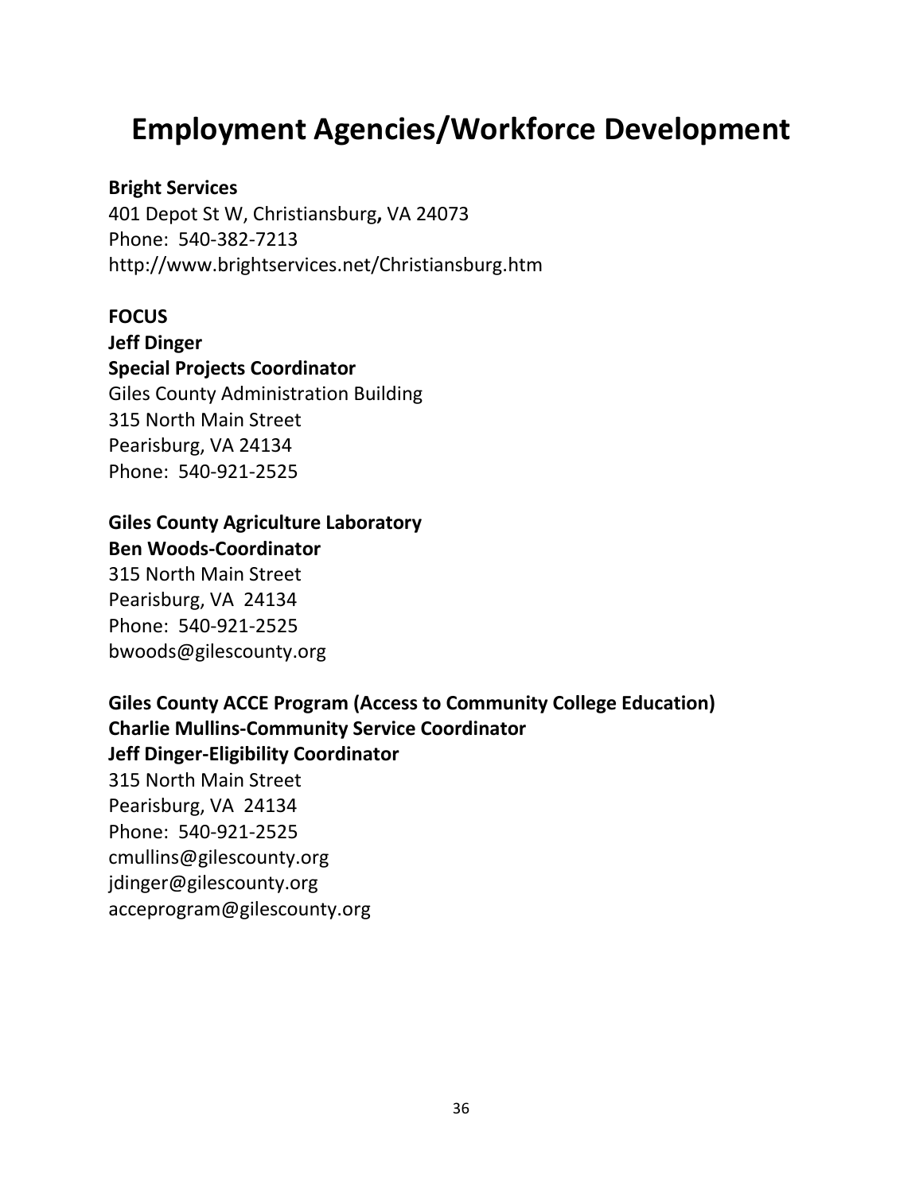# Employment Agencies/Workforce Development

**Bright Services**
401 Depot St W, Christiansburg**,** VA 24073
Phone: 540-382-7213
http://www.brightservices.net/Christiansburg.htm

**FOCUS**
**Jeff Dinger**
**Special Projects Coordinator**
Giles County Administration Building
315 North Main Street
Pearisburg, VA 24134
Phone: 540-921-2525

**Giles County Agriculture Laboratory**
**Ben Woods-Coordinator**
315 North Main Street
Pearisburg, VA 24134
Phone: 540-921-2525
bwoods@gilescounty.org

**Giles County ACCE Program (Access to Community College Education)**
**Charlie Mullins-Community Service Coordinator**
**Jeff Dinger-Eligibility Coordinator**
315 North Main Street
Pearisburg, VA 24134
Phone: 540-921-2525
cmullins@gilescounty.org
jdinger@gilescounty.org
acceprogram@gilescounty.org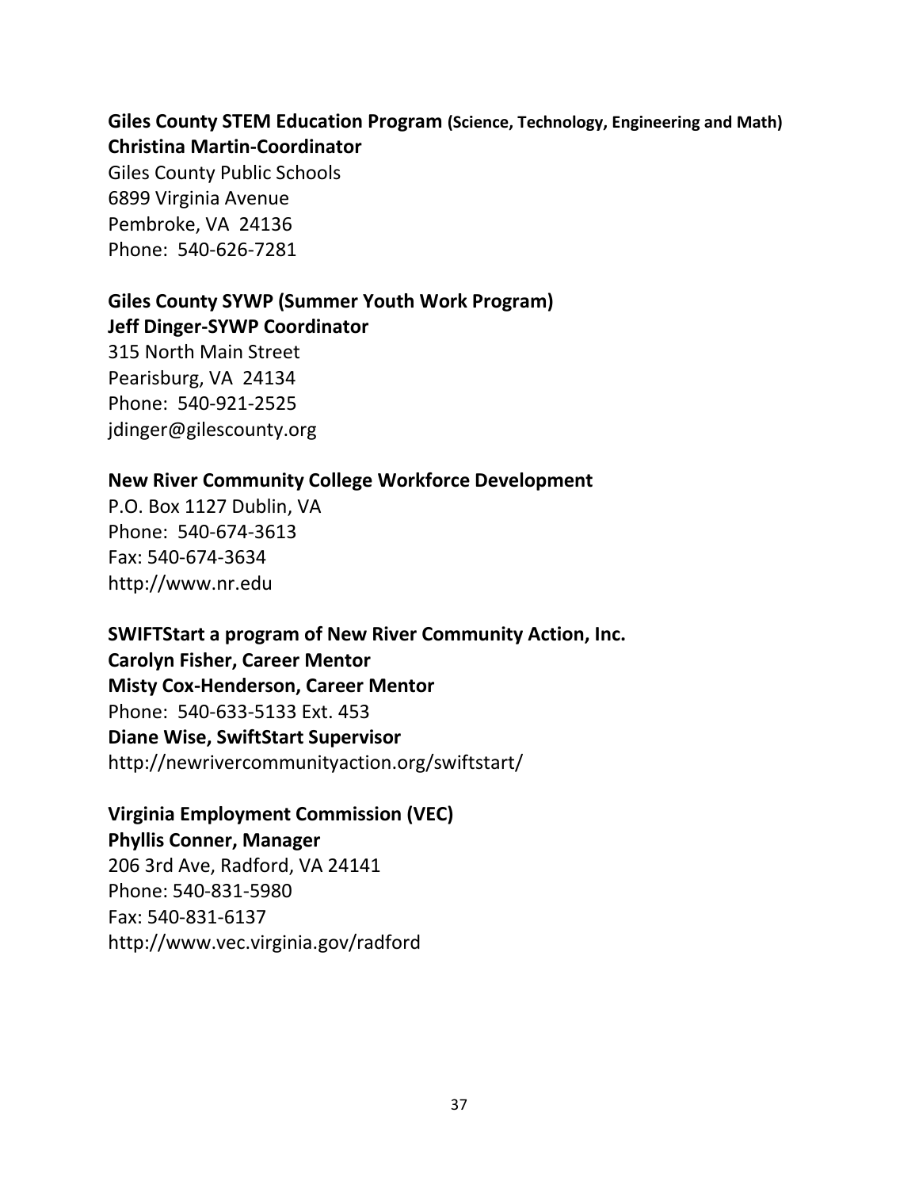**Giles County STEM Education Program (Science, Technology, Engineering and Math)**
**Christina Martin-Coordinator**
Giles County Public Schools
6899 Virginia Avenue
Pembroke, VA 24136
Phone: 540-626-7281

**Giles County SYWP (Summer Youth Work Program)**
**Jeff Dinger-SYWP Coordinator**
315 North Main Street
Pearisburg, VA 24134
Phone: 540-921-2525
jdinger@gilescounty.org

**New River Community College Workforce Development**
P.O. Box 1127 Dublin, VA
Phone: 540-674-3613
Fax: 540-674-3634
http://www.nr.edu

**SWIFTStart a program of New River Community Action, Inc.**
**Carolyn Fisher, Career Mentor**
**Misty Cox-Henderson, Career Mentor**
Phone: 540-633-5133 Ext. 453
**Diane Wise, SwiftStart Supervisor**
http://newrivercommunityaction.org/swiftstart/

**Virginia Employment Commission (VEC)**
**Phyllis Conner, Manager**
206 3rd Ave, Radford, VA 24141
Phone: 540-831-5980
Fax: 540-831-6137
http://www.vec.virginia.gov/radford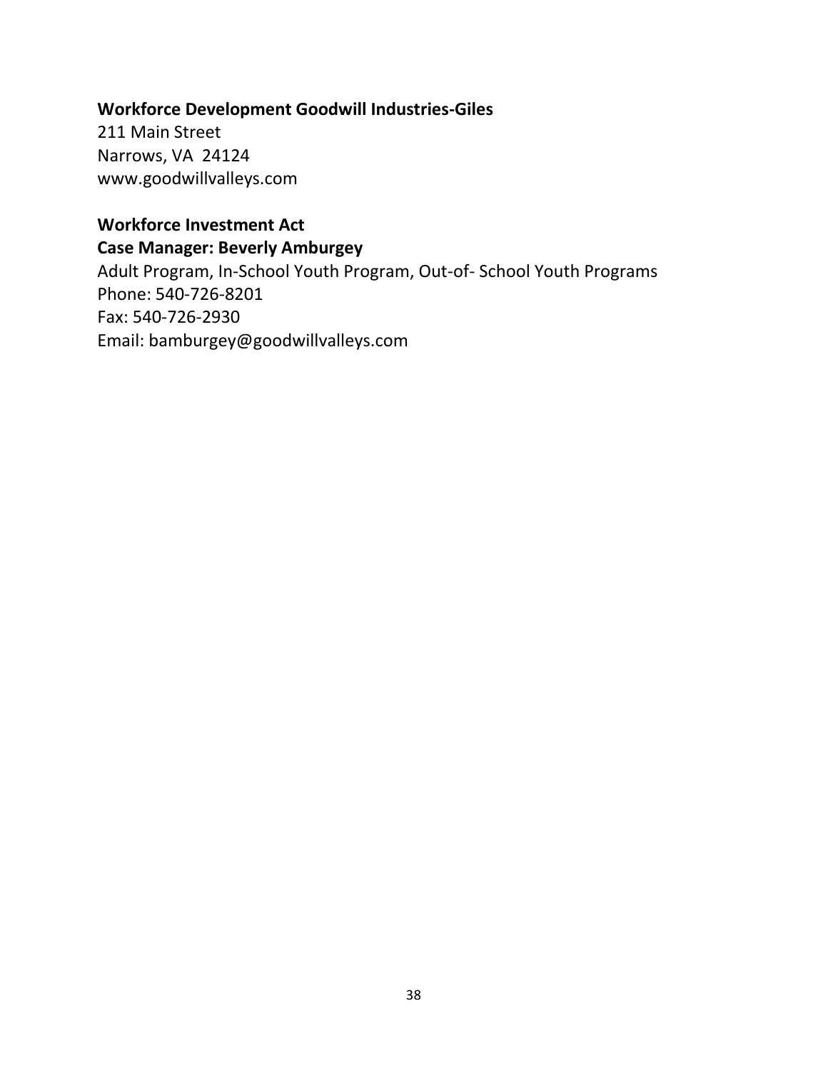**Workforce Development Goodwill Industries-Giles**
211 Main Street
Narrows, VA 24124
www.goodwillvalleys.com

**Workforce Investment Act**
**Case Manager: Beverly Amburgey**
Adult Program, In-School Youth Program, Out-of- School Youth Programs
Phone: 540-726-8201
Fax: 540-726-2930
Email: bamburgey@goodwillvalleys.com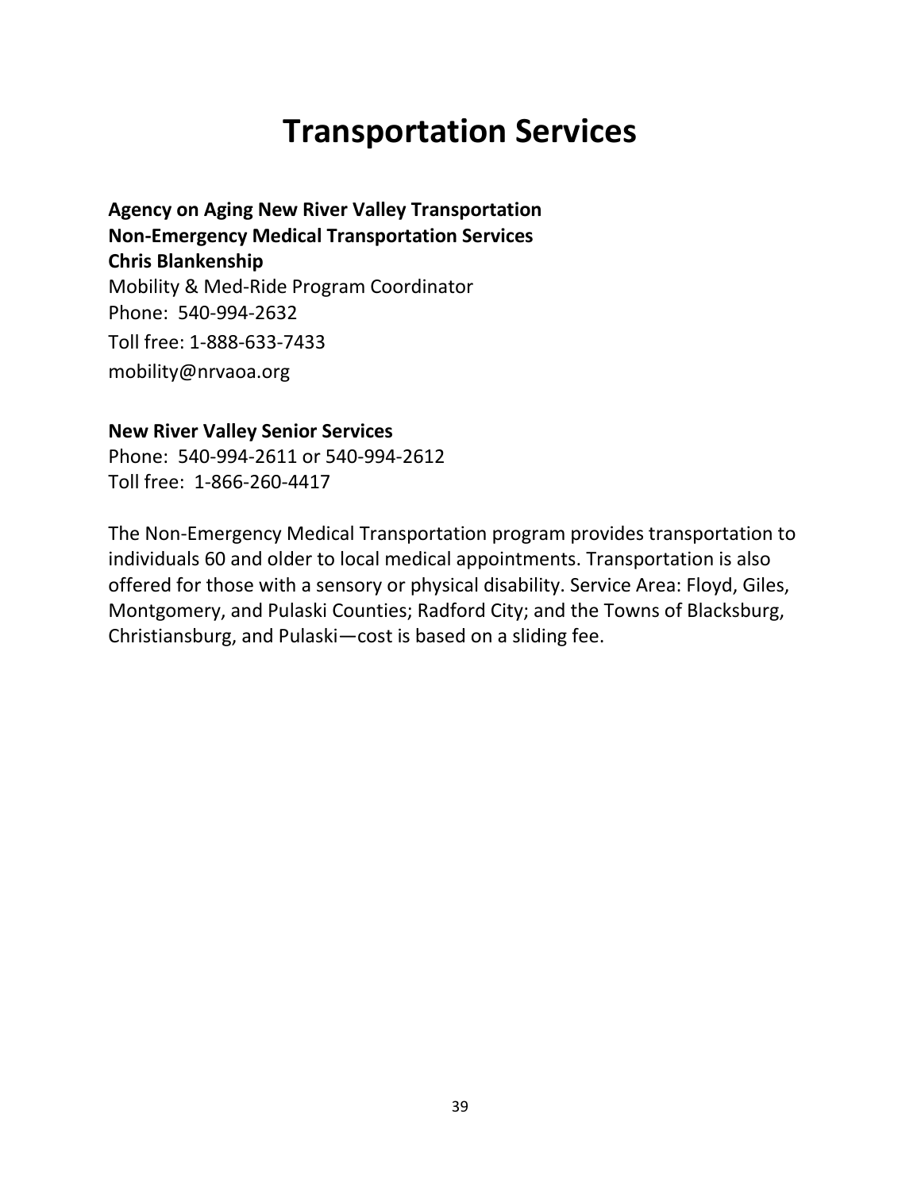# Transportation Services

**Agency on Aging New River Valley Transportation**
**Non-Emergency Medical Transportation Services**
**Chris Blankenship**
Mobility & Med-Ride Program Coordinator
Phone: 540-994-2632
Toll free: 1-888-633-7433
mobility@nrvaoa.org

**New River Valley Senior Services**
Phone: 540-994-2611 or 540-994-2612
Toll free: 1-866-260-4417

The Non-Emergency Medical Transportation program provides transportation to individuals 60 and older to local medical appointments. Transportation is also offered for those with a sensory or physical disability. Service Area: Floyd, Giles, Montgomery, and Pulaski Counties; Radford City; and the Towns of Blacksburg, Christiansburg, and Pulaski—cost is based on a sliding fee.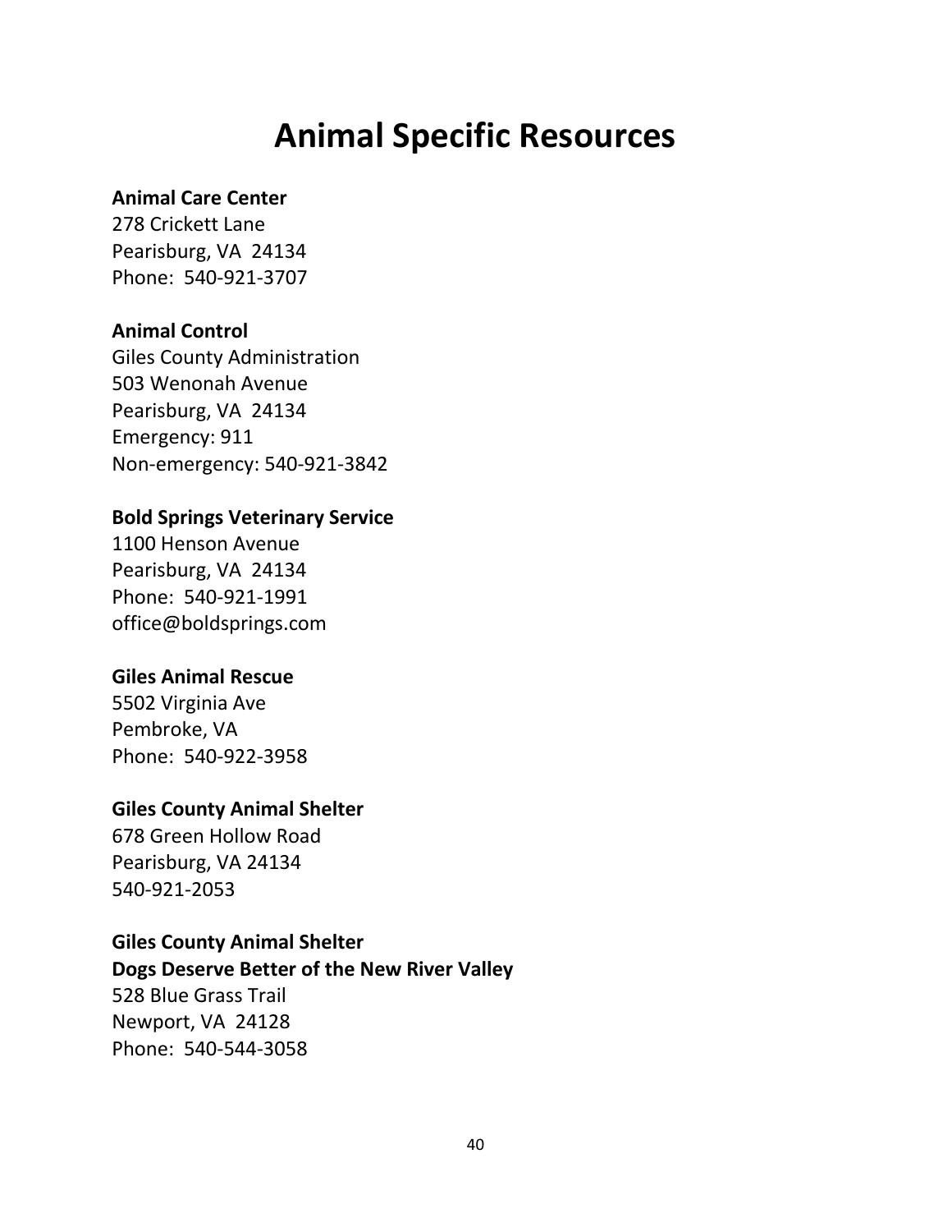# Animal Specific Resources

**Animal Care Center**
278 Crickett Lane
Pearisburg, VA 24134
Phone: 540-921-3707

**Animal Control**
Giles County Administration
503 Wenonah Avenue
Pearisburg, VA 24134
Emergency: 911
Non-emergency: 540-921-3842

**Bold Springs Veterinary Service**
1100 Henson Avenue
Pearisburg, VA 24134
Phone: 540-921-1991
office@boldsprings.com

**Giles Animal Rescue**
5502 Virginia Ave
Pembroke, VA
Phone: 540-922-3958

**Giles County Animal Shelter**
678 Green Hollow Road
Pearisburg, VA 24134
540-921-2053

**Giles County Animal Shelter**
**Dogs Deserve Better of the New River Valley**
528 Blue Grass Trail
Newport, VA 24128
Phone: 540-544-3058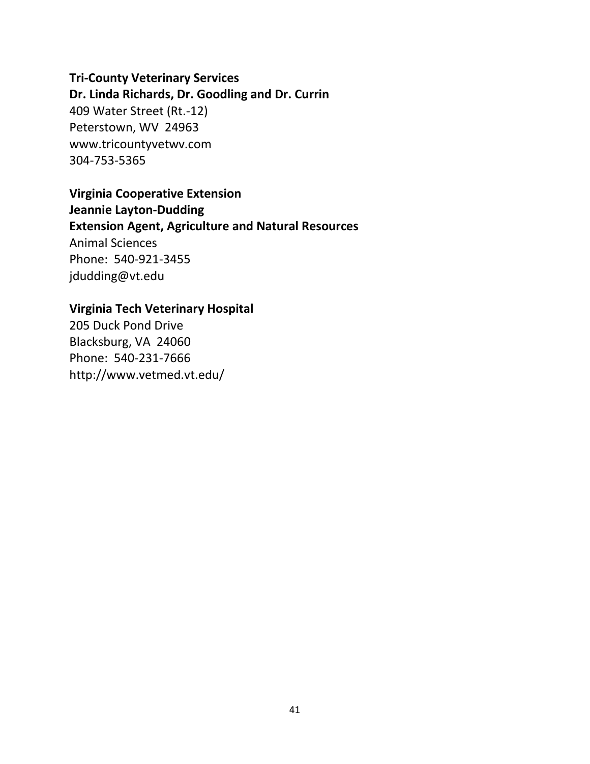**Tri-County Veterinary Services**
**Dr. Linda Richards, Dr. Goodling and Dr. Currin**
409 Water Street (Rt.-12)
Peterstown, WV  24963
www.tricountyvetwv.com
304-753-5365

**Virginia Cooperative Extension**
**Jeannie Layton-Dudding**
**Extension Agent, Agriculture and Natural Resources**
Animal Sciences
Phone:  540-921-3455
jdudding@vt.edu

**Virginia Tech Veterinary Hospital**
205 Duck Pond Drive
Blacksburg, VA  24060
Phone:  540-231-7666
http://www.vetmed.vt.edu/